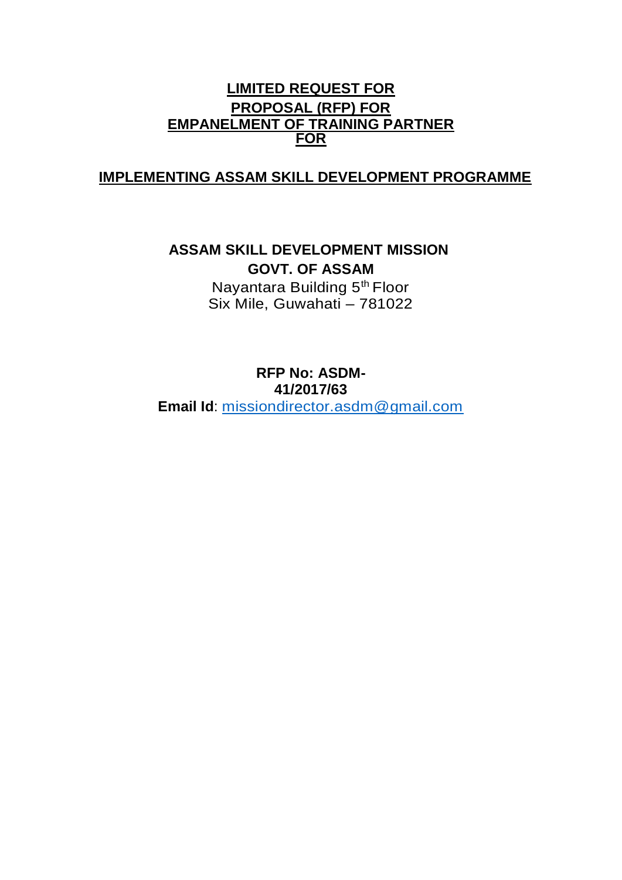# LIMITED REQUEST FOR PROPOSAL (RFP) FOR EMPANELMENT OF TRAINING PARTNER FOR

## IMPLEMENTING ASSAM SKILL DEVELOPMENT PROGRAMME

**ASSAM SKILL DEVELOPMENT MISSION**

**GOVT. OF ASSAM**

Nayantara Building 5th Floor

Six Mile, Guwahati – 781022

**RFP No: ASDM-41/2017/63**

**Email Id**: missiondirector.asdm@gmail.com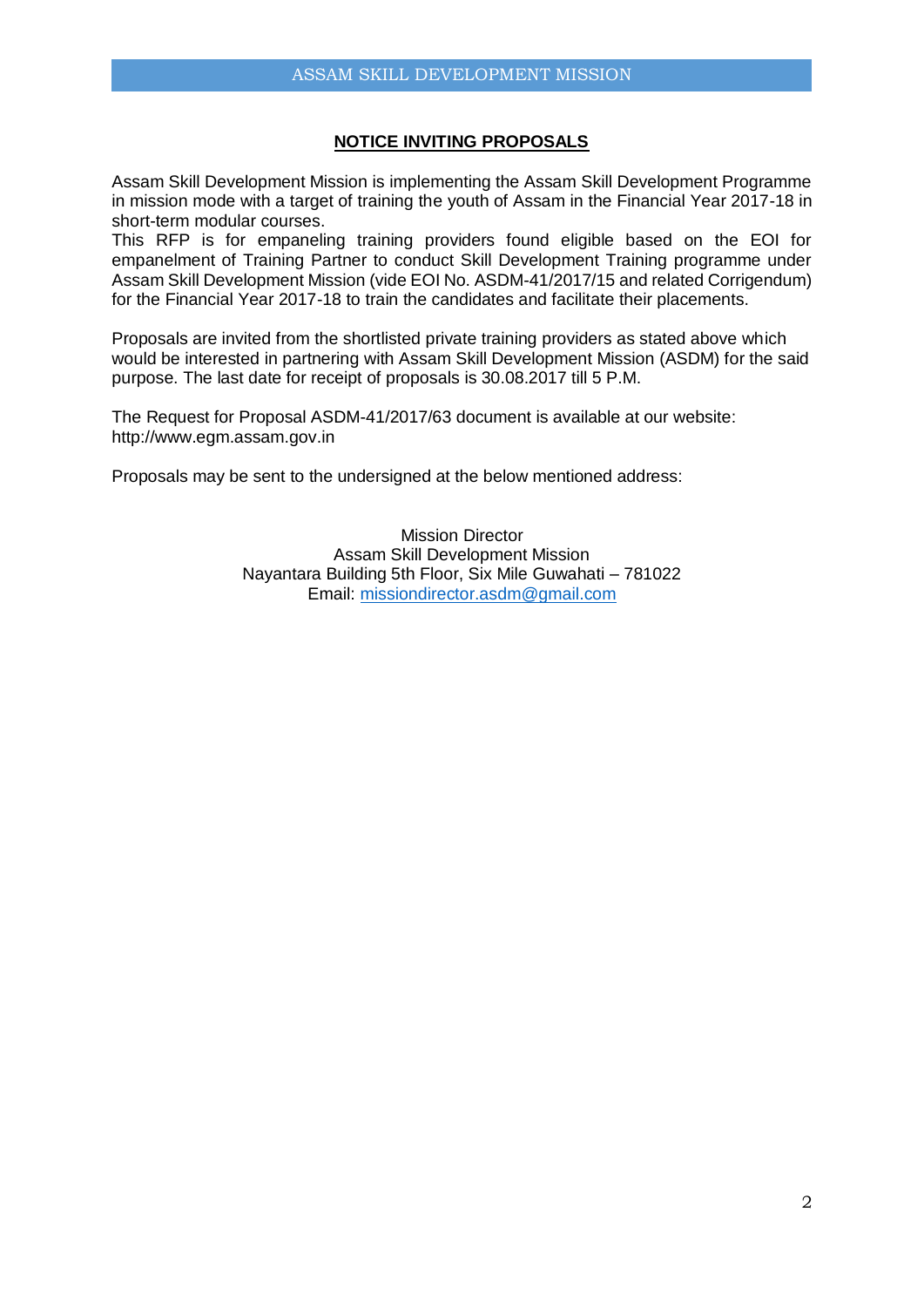## NOTICE INVITING PROPOSALS

Assam Skill Development Mission is implementing the Assam Skill Development Programme in mission mode with a target of training the youth of Assam in the Financial Year 2017-18 in short-term modular courses.
This RFP is for empaneling training providers found eligible based on the EOI for empanelment of Training Partner to conduct Skill Development Training programme under Assam Skill Development Mission (vide EOI No. ASDM-41/2017/15 and related Corrigendum) for the Financial Year 2017-18 to train the candidates and facilitate their placements.

Proposals are invited from the shortlisted private training providers as stated above which would be interested in partnering with Assam Skill Development Mission (ASDM) for the said purpose. The last date for receipt of proposals is 30.08.2017 till 5 P.M.

The Request for Proposal ASDM-41/2017/63 document is available at our website: http://www.egm.assam.gov.in

Proposals may be sent to the undersigned at the below mentioned address:

Mission Director
Assam Skill Development Mission
Nayantara Building 5th Floor, Six Mile Guwahati – 781022
Email: missiondirector.asdm@gmail.com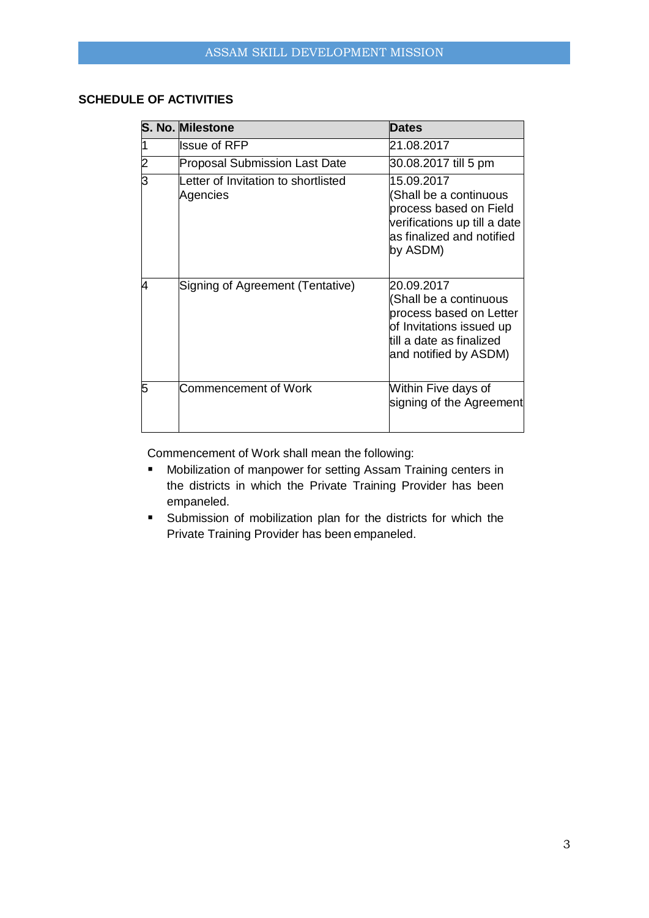## SCHEDULE OF ACTIVITIES

| S. No. | Milestone | Dates |
|---|---|---|
| 1 | Issue of RFP | 21.08.2017 |
| 2 | Proposal Submission Last Date | 30.08.2017 till 5 pm |
| 3 | Letter of Invitation to shortlisted Agencies | 15.09.2017 (Shall be a continuous process based on Field verifications up till a date as finalized and notified by ASDM) |
| 4 | Signing of Agreement (Tentative) | 20.09.2017 (Shall be a continuous process based on Letter of Invitations issued up till a date as finalized and notified by ASDM) |
| 5 | Commencement of Work | Within Five days of signing of the Agreement |

Commencement of Work shall mean the following:

- Mobilization of manpower for setting Assam Training centers in the districts in which the Private Training Provider has been empaneled.
- Submission of mobilization plan for the districts for which the Private Training Provider has been empaneled.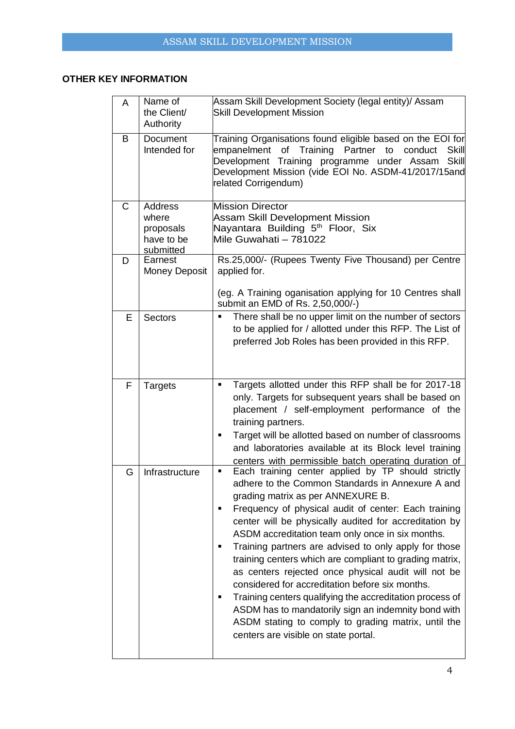## OTHER KEY INFORMATION

| | | |
|---|---|---|
| A | Name of the Client/ Authority | Assam Skill Development Society (legal entity)/ Assam Skill Development Mission |
| B | Document Intended for | Training Organisations found eligible based on the EOI for empanelment of Training Partner to conduct Skill Development Training programme under Assam Skill Development Mission (vide EOI No. ASDM-41/2017/15and related Corrigendum) |
| C | Address where proposals have to be submitted | Mission Director<br>Assam Skill Development Mission<br>Nayantara Building 5th Floor, Six Mile Guwahati – 781022 |
| D | Earnest Money Deposit | Rs.25,000/- (Rupees Twenty Five Thousand) per Centre applied for.<br><br>(eg. A Training oganisation applying for 10 Centres shall submit an EMD of Rs. 2,50,000/-) |
| E | Sectors | ▪ There shall be no upper limit on the number of sectors to be applied for / allotted under this RFP. The List of preferred Job Roles has been provided in this RFP. |
| F | Targets | ▪ Targets allotted under this RFP shall be for 2017-18 only. Targets for subsequent years shall be based on placement / self-employment performance of the training partners.<br>▪ Target will be allotted based on number of classrooms and laboratories available at its Block level training centers with permissible batch operating duration of |
| G | Infrastructure | ▪ Each training center applied by TP should strictly adhere to the Common Standards in Annexure A and grading matrix as per ANNEXURE B.<br>▪ Frequency of physical audit of center: Each training center will be physically audited for accreditation by ASDM accreditation team only once in six months.<br>▪ Training partners are advised to only apply for those training centers which are compliant to grading matrix, as centers rejected once physical audit will not be considered for accreditation before six months.<br>▪ Training centers qualifying the accreditation process of ASDM has to mandatorily sign an indemnity bond with ASDM stating to comply to grading matrix, until the centers are visible on state portal. |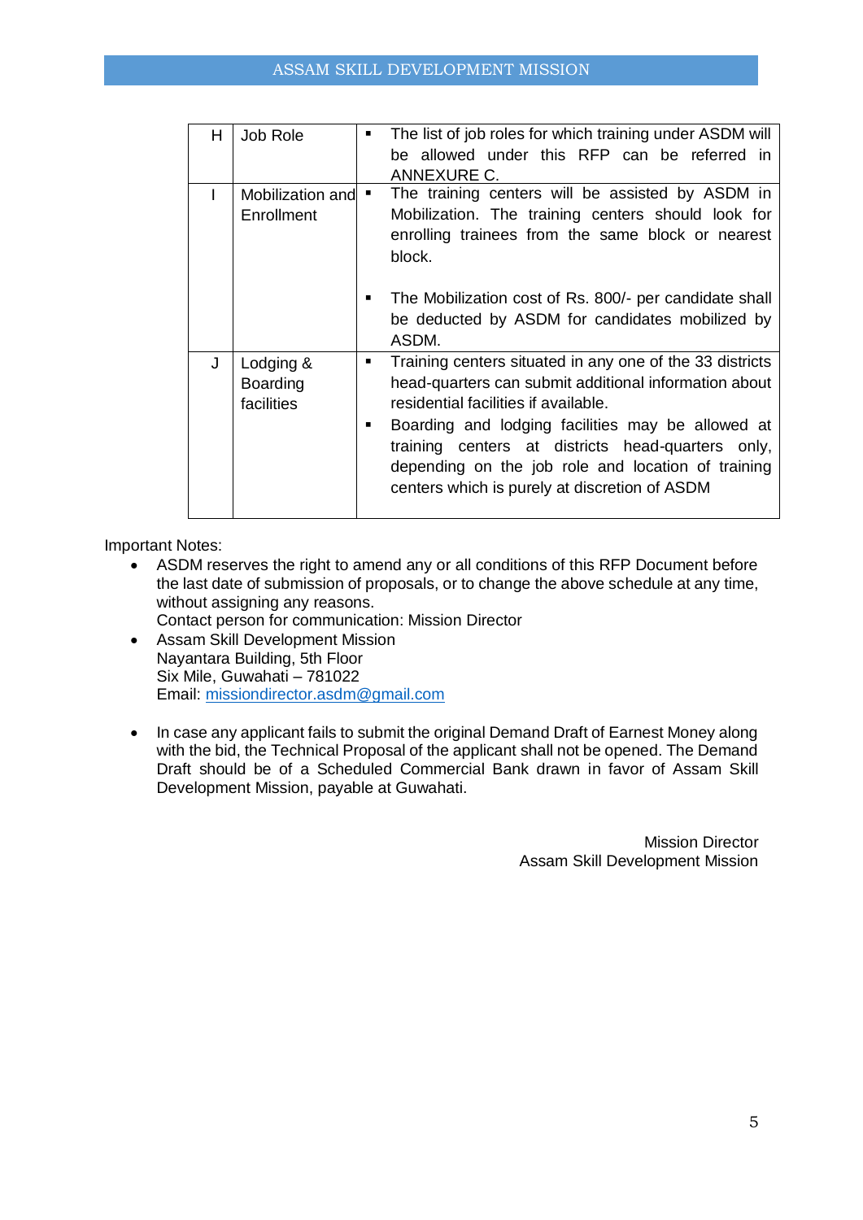| H | Job Role | ▪ The list of job roles for which training under ASDM will be allowed under this RFP can be referred in ANNEXURE C. |
|---|---|---|
| I | Mobilization and Enrollment | ▪ The training centers will be assisted by ASDM in Mobilization. The training centers should look for enrolling trainees from the same block or nearest block.<br><br>▪ The Mobilization cost of Rs. 800/- per candidate shall be deducted by ASDM for candidates mobilized by ASDM. |
| J | Lodging & Boarding facilities | ▪ Training centers situated in any one of the 33 districts head-quarters can submit additional information about residential facilities if available.<br>▪ Boarding and lodging facilities may be allowed at training centers at districts head-quarters only, depending on the job role and location of training centers which is purely at discretion of ASDM |

Important Notes:

- ASDM reserves the right to amend any or all conditions of this RFP Document before the last date of submission of proposals, or to change the above schedule at any time, without assigning any reasons.
  Contact person for communication: Mission Director
- Assam Skill Development Mission
  Nayantara Building, 5th Floor
  Six Mile, Guwahati – 781022
  Email: missiondirector.asdm@gmail.com

- In case any applicant fails to submit the original Demand Draft of Earnest Money along with the bid, the Technical Proposal of the applicant shall not be opened. The Demand Draft should be of a Scheduled Commercial Bank drawn in favor of Assam Skill Development Mission, payable at Guwahati.

Mission Director
Assam Skill Development Mission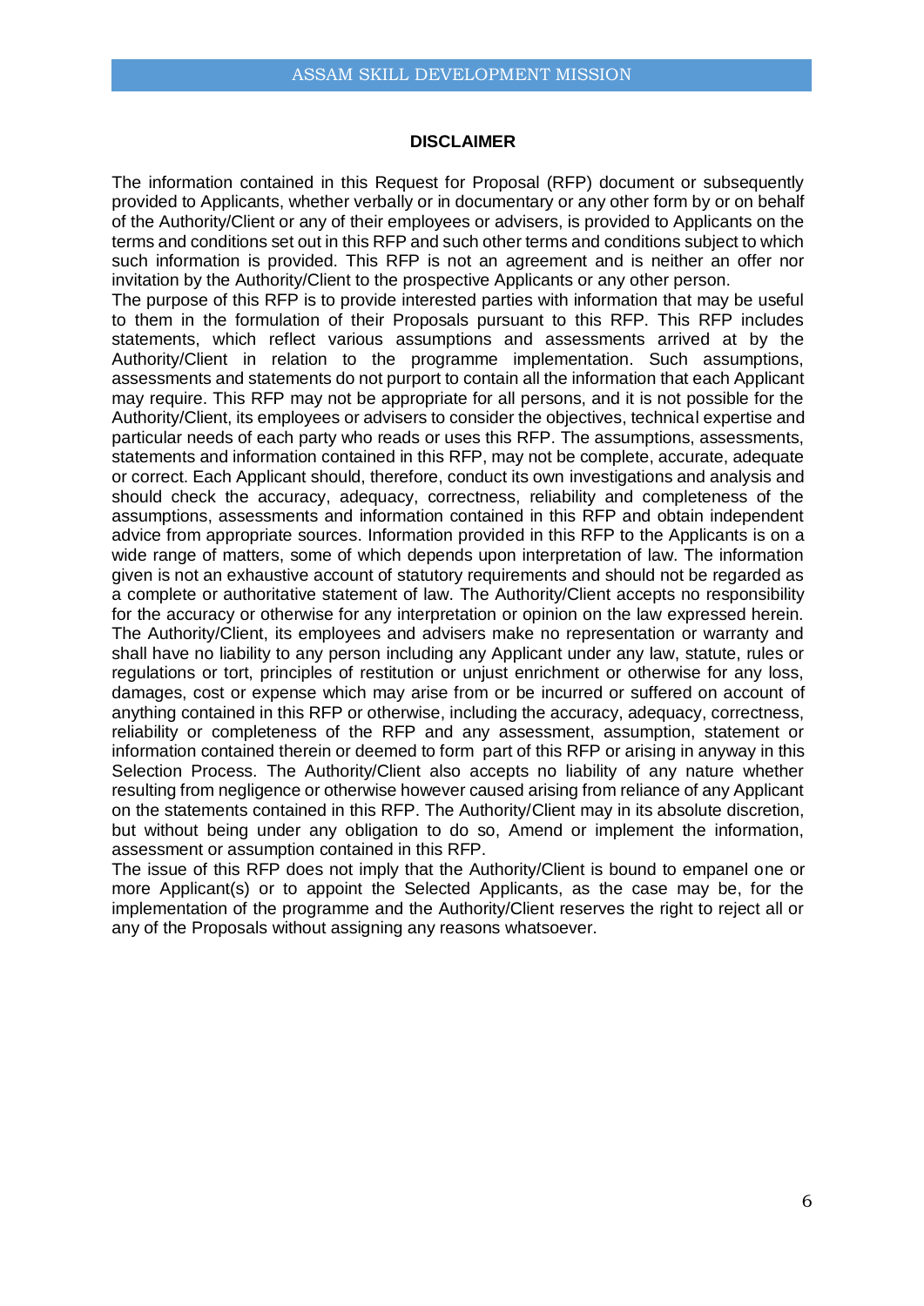## DISCLAIMER

The information contained in this Request for Proposal (RFP) document or subsequently provided to Applicants, whether verbally or in documentary or any other form by or on behalf of the Authority/Client or any of their employees or advisers, is provided to Applicants on the terms and conditions set out in this RFP and such other terms and conditions subject to which such information is provided. This RFP is not an agreement and is neither an offer nor invitation by the Authority/Client to the prospective Applicants or any other person.

The purpose of this RFP is to provide interested parties with information that may be useful to them in the formulation of their Proposals pursuant to this RFP. This RFP includes statements, which reflect various assumptions and assessments arrived at by the Authority/Client in relation to the programme implementation. Such assumptions, assessments and statements do not purport to contain all the information that each Applicant may require. This RFP may not be appropriate for all persons, and it is not possible for the Authority/Client, its employees or advisers to consider the objectives, technical expertise and particular needs of each party who reads or uses this RFP. The assumptions, assessments, statements and information contained in this RFP, may not be complete, accurate, adequate or correct. Each Applicant should, therefore, conduct its own investigations and analysis and should check the accuracy, adequacy, correctness, reliability and completeness of the assumptions, assessments and information contained in this RFP and obtain independent advice from appropriate sources. Information provided in this RFP to the Applicants is on a wide range of matters, some of which depends upon interpretation of law. The information given is not an exhaustive account of statutory requirements and should not be regarded as a complete or authoritative statement of law. The Authority/Client accepts no responsibility for the accuracy or otherwise for any interpretation or opinion on the law expressed herein. The Authority/Client, its employees and advisers make no representation or warranty and shall have no liability to any person including any Applicant under any law, statute, rules or regulations or tort, principles of restitution or unjust enrichment or otherwise for any loss, damages, cost or expense which may arise from or be incurred or suffered on account of anything contained in this RFP or otherwise, including the accuracy, adequacy, correctness, reliability or completeness of the RFP and any assessment, assumption, statement or information contained therein or deemed to form part of this RFP or arising in anyway in this Selection Process. The Authority/Client also accepts no liability of any nature whether resulting from negligence or otherwise however caused arising from reliance of any Applicant on the statements contained in this RFP. The Authority/Client may in its absolute discretion, but without being under any obligation to do so, Amend or implement the information, assessment or assumption contained in this RFP.

The issue of this RFP does not imply that the Authority/Client is bound to empanel one or more Applicant(s) or to appoint the Selected Applicants, as the case may be, for the implementation of the programme and the Authority/Client reserves the right to reject all or any of the Proposals without assigning any reasons whatsoever.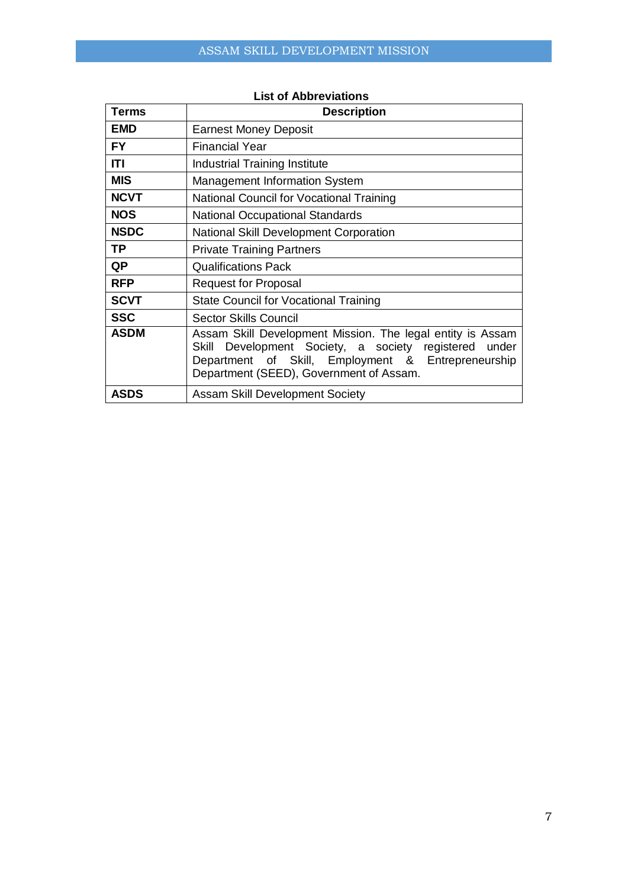**List of Abbreviations**

| **Terms** | **Description** |
|---|---|
| **EMD** | Earnest Money Deposit |
| **FY** | Financial Year |
| **ITI** | Industrial Training Institute |
| **MIS** | Management Information System |
| **NCVT** | National Council for Vocational Training |
| **NOS** | National Occupational Standards |
| **NSDC** | National Skill Development Corporation |
| **TP** | Private Training Partners |
| **QP** | Qualifications Pack |
| **RFP** | Request for Proposal |
| **SCVT** | State Council for Vocational Training |
| **SSC** | Sector Skills Council |
| **ASDM** | Assam Skill Development Mission. The legal entity is Assam Skill Development Society, a society registered under Department of Skill, Employment & Entrepreneurship Department (SEED), Government of Assam. |
| **ASDS** | Assam Skill Development Society |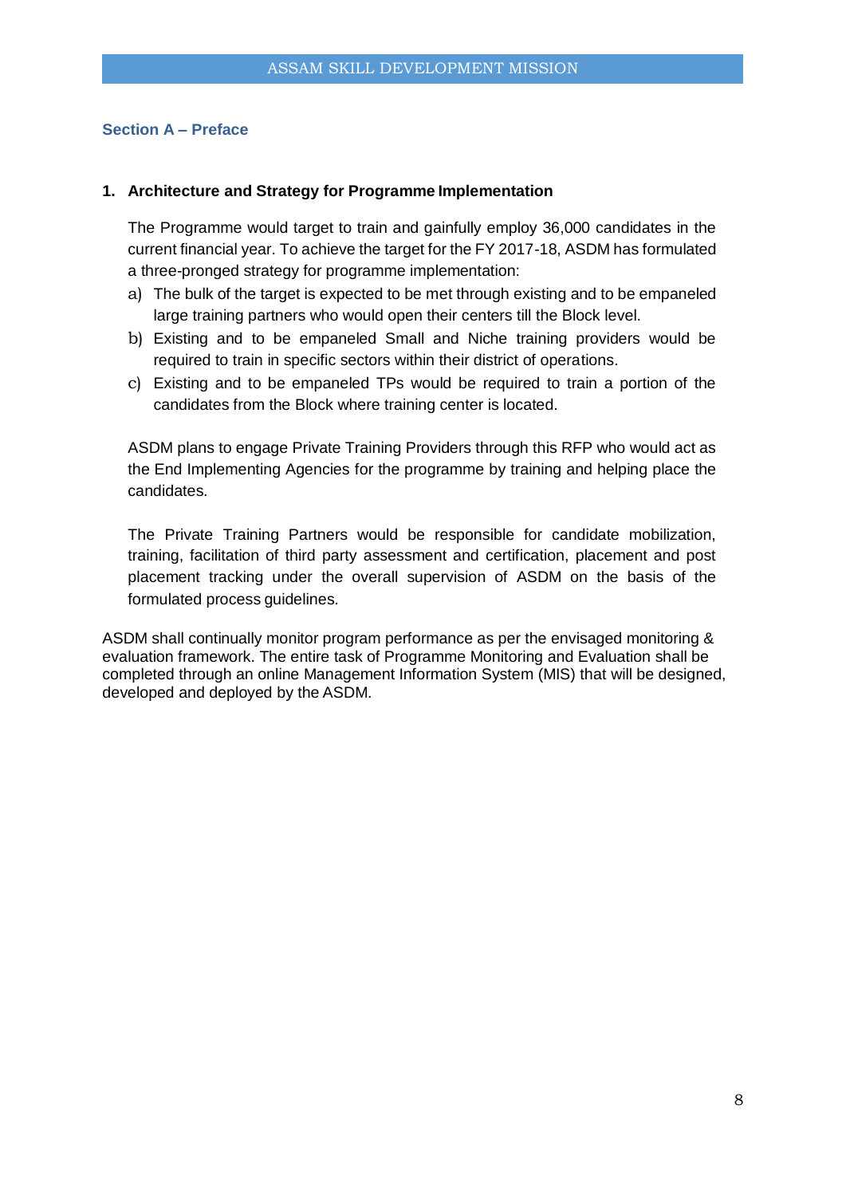## Section A – Preface

### 1. Architecture and Strategy for Programme Implementation

The Programme would target to train and gainfully employ 36,000 candidates in the current financial year. To achieve the target for the FY 2017-18, ASDM has formulated a three-pronged strategy for programme implementation:

a) The bulk of the target is expected to be met through existing and to be empaneled large training partners who would open their centers till the Block level.
b) Existing and to be empaneled Small and Niche training providers would be required to train in specific sectors within their district of operations.
c) Existing and to be empaneled TPs would be required to train a portion of the candidates from the Block where training center is located.

ASDM plans to engage Private Training Providers through this RFP who would act as the End Implementing Agencies for the programme by training and helping place the candidates.

The Private Training Partners would be responsible for candidate mobilization, training, facilitation of third party assessment and certification, placement and post placement tracking under the overall supervision of ASDM on the basis of the formulated process guidelines.

ASDM shall continually monitor program performance as per the envisaged monitoring & evaluation framework. The entire task of Programme Monitoring and Evaluation shall be completed through an online Management Information System (MIS) that will be designed, developed and deployed by the ASDM.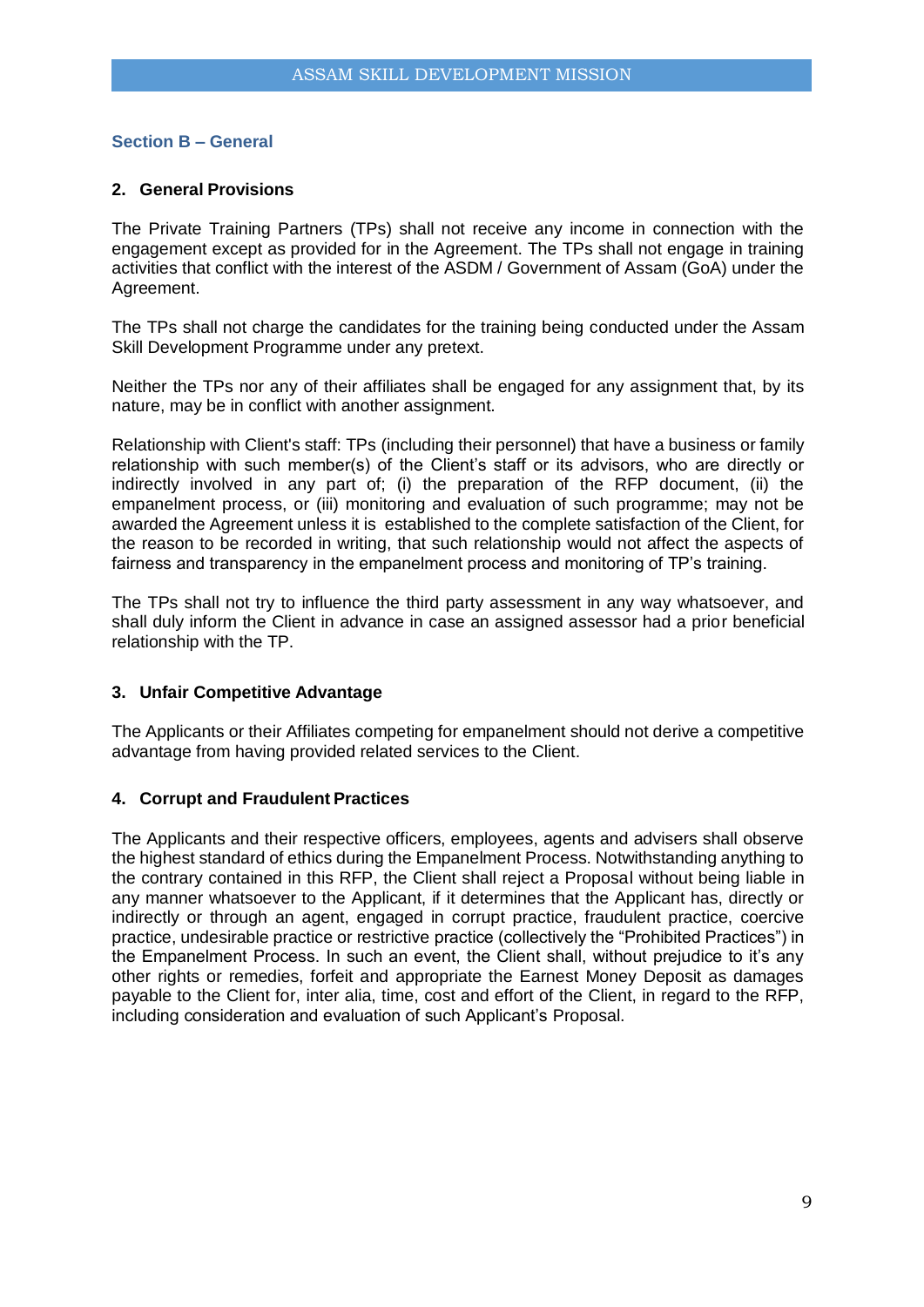## Section B – General

### 2. General Provisions

The Private Training Partners (TPs) shall not receive any income in connection with the engagement except as provided for in the Agreement. The TPs shall not engage in training activities that conflict with the interest of the ASDM / Government of Assam (GoA) under the Agreement.

The TPs shall not charge the candidates for the training being conducted under the Assam Skill Development Programme under any pretext.

Neither the TPs nor any of their affiliates shall be engaged for any assignment that, by its nature, may be in conflict with another assignment.

Relationship with Client's staff: TPs (including their personnel) that have a business or family relationship with such member(s) of the Client's staff or its advisors, who are directly or indirectly involved in any part of; (i) the preparation of the RFP document, (ii) the empanelment process, or (iii) monitoring and evaluation of such programme; may not be awarded the Agreement unless it is established to the complete satisfaction of the Client, for the reason to be recorded in writing, that such relationship would not affect the aspects of fairness and transparency in the empanelment process and monitoring of TP's training.

The TPs shall not try to influence the third party assessment in any way whatsoever, and shall duly inform the Client in advance in case an assigned assessor had a prior beneficial relationship with the TP.

### 3. Unfair Competitive Advantage

The Applicants or their Affiliates competing for empanelment should not derive a competitive advantage from having provided related services to the Client.

### 4. Corrupt and Fraudulent Practices

The Applicants and their respective officers, employees, agents and advisers shall observe the highest standard of ethics during the Empanelment Process. Notwithstanding anything to the contrary contained in this RFP, the Client shall reject a Proposal without being liable in any manner whatsoever to the Applicant, if it determines that the Applicant has, directly or indirectly or through an agent, engaged in corrupt practice, fraudulent practice, coercive practice, undesirable practice or restrictive practice (collectively the "Prohibited Practices") in the Empanelment Process. In such an event, the Client shall, without prejudice to it's any other rights or remedies, forfeit and appropriate the Earnest Money Deposit as damages payable to the Client for, inter alia, time, cost and effort of the Client, in regard to the RFP, including consideration and evaluation of such Applicant's Proposal.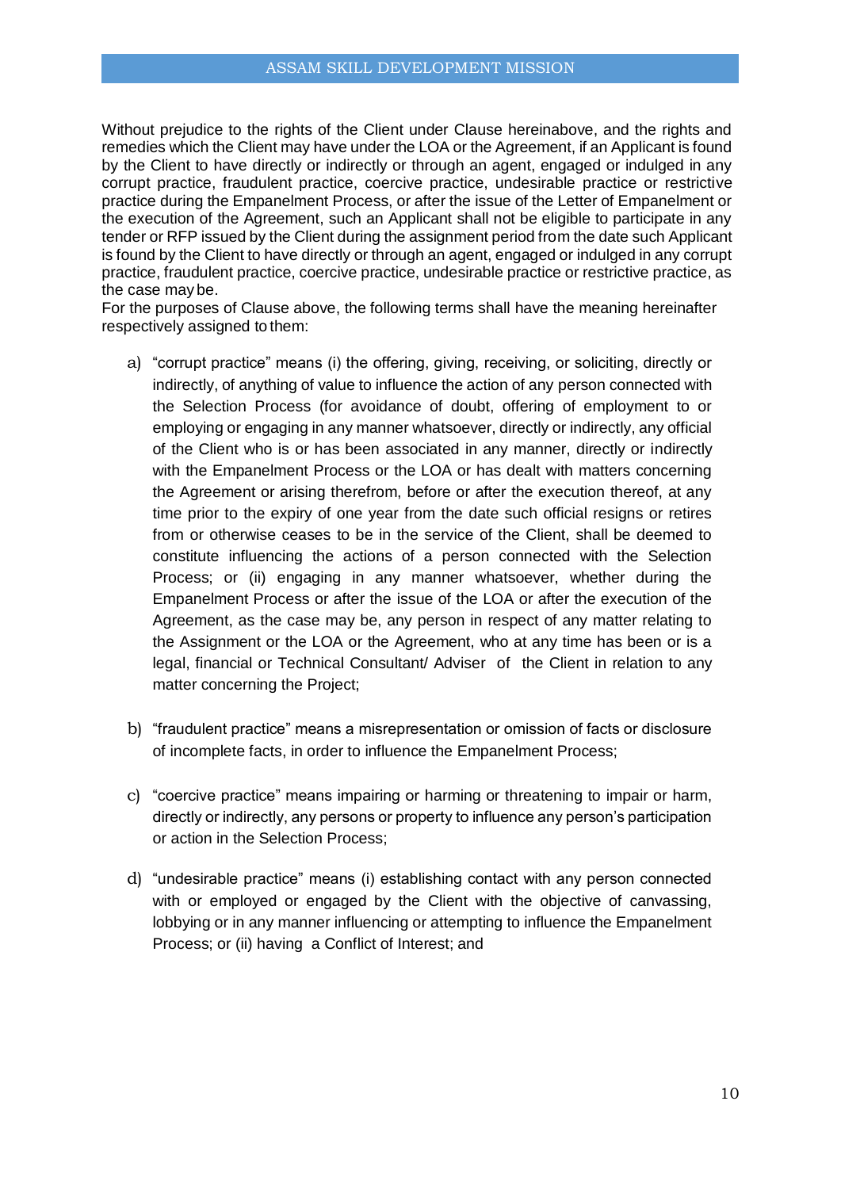Without prejudice to the rights of the Client under Clause hereinabove, and the rights and remedies which the Client may have under the LOA or the Agreement, if an Applicant is found by the Client to have directly or indirectly or through an agent, engaged or indulged in any corrupt practice, fraudulent practice, coercive practice, undesirable practice or restrictive practice during the Empanelment Process, or after the issue of the Letter of Empanelment or the execution of the Agreement, such an Applicant shall not be eligible to participate in any tender or RFP issued by the Client during the assignment period from the date such Applicant is found by the Client to have directly or through an agent, engaged or indulged in any corrupt practice, fraudulent practice, coercive practice, undesirable practice or restrictive practice, as the case may be.

For the purposes of Clause above, the following terms shall have the meaning hereinafter respectively assigned to them:

a) "corrupt practice" means (i) the offering, giving, receiving, or soliciting, directly or indirectly, of anything of value to influence the action of any person connected with the Selection Process (for avoidance of doubt, offering of employment to or employing or engaging in any manner whatsoever, directly or indirectly, any official of the Client who is or has been associated in any manner, directly or indirectly with the Empanelment Process or the LOA or has dealt with matters concerning the Agreement or arising therefrom, before or after the execution thereof, at any time prior to the expiry of one year from the date such official resigns or retires from or otherwise ceases to be in the service of the Client, shall be deemed to constitute influencing the actions of a person connected with the Selection Process; or (ii) engaging in any manner whatsoever, whether during the Empanelment Process or after the issue of the LOA or after the execution of the Agreement, as the case may be, any person in respect of any matter relating to the Assignment or the LOA or the Agreement, who at any time has been or is a legal, financial or Technical Consultant/ Adviser of the Client in relation to any matter concerning the Project;

b) "fraudulent practice" means a misrepresentation or omission of facts or disclosure of incomplete facts, in order to influence the Empanelment Process;

c) "coercive practice" means impairing or harming or threatening to impair or harm, directly or indirectly, any persons or property to influence any person's participation or action in the Selection Process;

d) "undesirable practice" means (i) establishing contact with any person connected with or employed or engaged by the Client with the objective of canvassing, lobbying or in any manner influencing or attempting to influence the Empanelment Process; or (ii) having a Conflict of Interest; and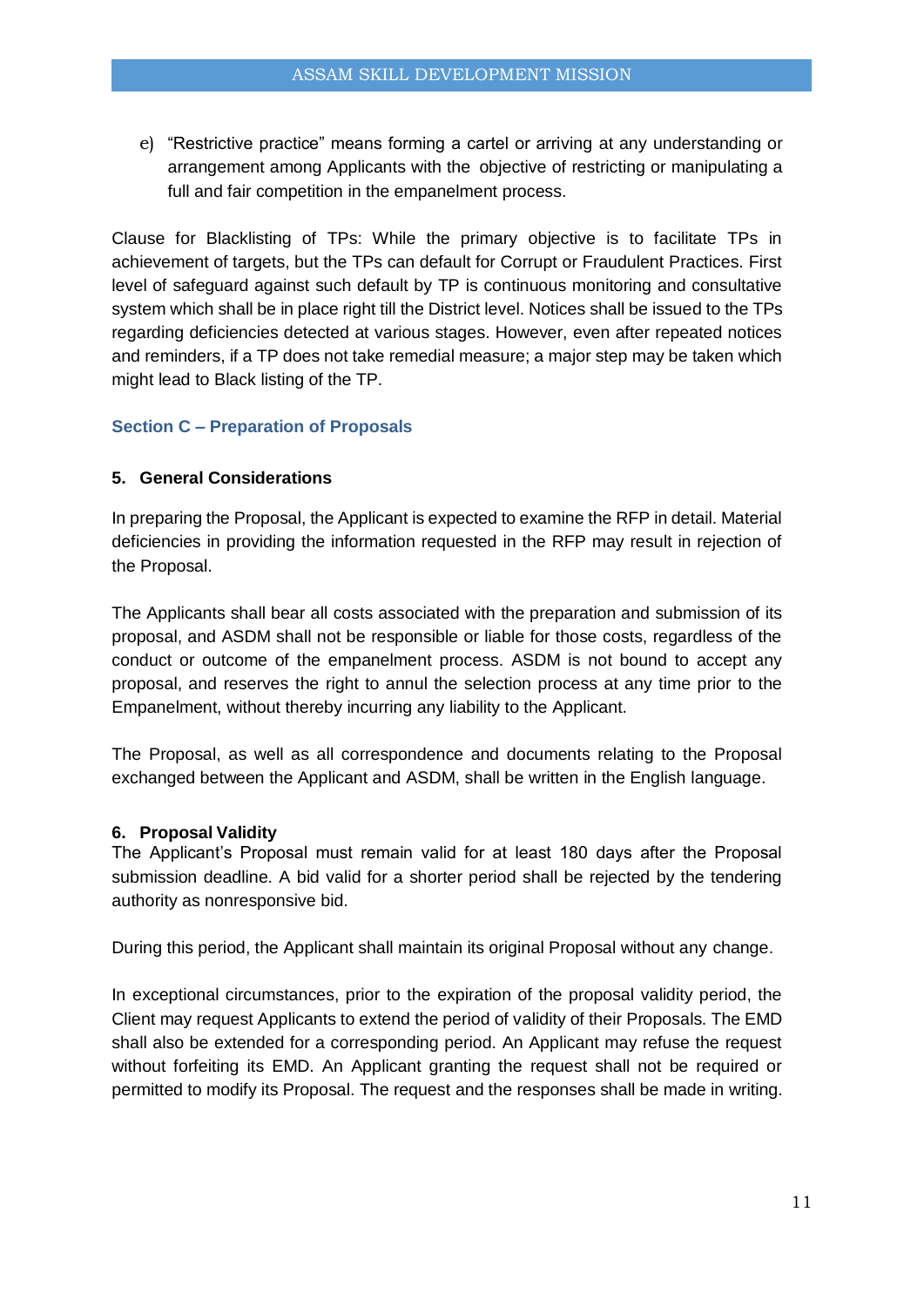e) “Restrictive practice” means forming a cartel or arriving at any understanding or arrangement among Applicants with the objective of restricting or manipulating a full and fair competition in the empanelment process.

Clause for Blacklisting of TPs: While the primary objective is to facilitate TPs in achievement of targets, but the TPs can default for Corrupt or Fraudulent Practices. First level of safeguard against such default by TP is continuous monitoring and consultative system which shall be in place right till the District level. Notices shall be issued to the TPs regarding deficiencies detected at various stages. However, even after repeated notices and reminders, if a TP does not take remedial measure; a major step may be taken which might lead to Black listing of the TP.

## Section C – Preparation of Proposals

### 5. General Considerations

In preparing the Proposal, the Applicant is expected to examine the RFP in detail. Material deficiencies in providing the information requested in the RFP may result in rejection of the Proposal.

The Applicants shall bear all costs associated with the preparation and submission of its proposal, and ASDM shall not be responsible or liable for those costs, regardless of the conduct or outcome of the empanelment process. ASDM is not bound to accept any proposal, and reserves the right to annul the selection process at any time prior to the Empanelment, without thereby incurring any liability to the Applicant.

The Proposal, as well as all correspondence and documents relating to the Proposal exchanged between the Applicant and ASDM, shall be written in the English language.

### 6. Proposal Validity

The Applicant’s Proposal must remain valid for at least 180 days after the Proposal submission deadline. A bid valid for a shorter period shall be rejected by the tendering authority as nonresponsive bid.

During this period, the Applicant shall maintain its original Proposal without any change.

In exceptional circumstances, prior to the expiration of the proposal validity period, the Client may request Applicants to extend the period of validity of their Proposals. The EMD shall also be extended for a corresponding period. An Applicant may refuse the request without forfeiting its EMD. An Applicant granting the request shall not be required or permitted to modify its Proposal. The request and the responses shall be made in writing.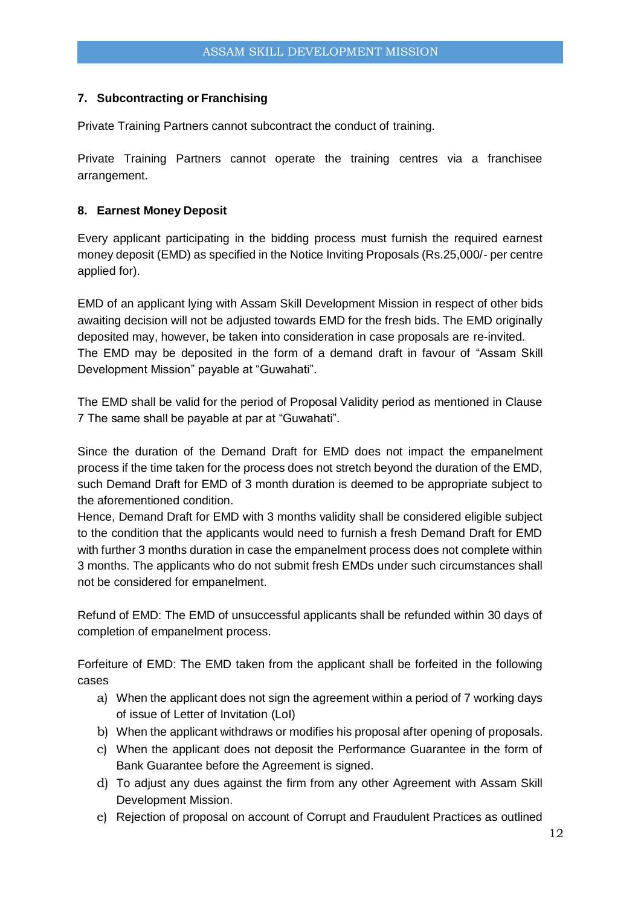### 7. Subcontracting or Franchising

Private Training Partners cannot subcontract the conduct of training.

Private Training Partners cannot operate the training centres via a franchisee arrangement.

### 8. Earnest Money Deposit

Every applicant participating in the bidding process must furnish the required earnest money deposit (EMD) as specified in the Notice Inviting Proposals (Rs.25,000/- per centre applied for).

EMD of an applicant lying with Assam Skill Development Mission in respect of other bids awaiting decision will not be adjusted towards EMD for the fresh bids. The EMD originally deposited may, however, be taken into consideration in case proposals are re-invited.
The EMD may be deposited in the form of a demand draft in favour of "Assam Skill Development Mission" payable at "Guwahati".

The EMD shall be valid for the period of Proposal Validity period as mentioned in Clause 7 The same shall be payable at par at "Guwahati".

Since the duration of the Demand Draft for EMD does not impact the empanelment process if the time taken for the process does not stretch beyond the duration of the EMD, such Demand Draft for EMD of 3 month duration is deemed to be appropriate subject to the aforementioned condition.
Hence, Demand Draft for EMD with 3 months validity shall be considered eligible subject to the condition that the applicants would need to furnish a fresh Demand Draft for EMD with further 3 months duration in case the empanelment process does not complete within 3 months. The applicants who do not submit fresh EMDs under such circumstances shall not be considered for empanelment.

Refund of EMD: The EMD of unsuccessful applicants shall be refunded within 30 days of completion of empanelment process.

Forfeiture of EMD: The EMD taken from the applicant shall be forfeited in the following cases

a) When the applicant does not sign the agreement within a period of 7 working days of issue of Letter of Invitation (LoI)
b) When the applicant withdraws or modifies his proposal after opening of proposals.
c) When the applicant does not deposit the Performance Guarantee in the form of Bank Guarantee before the Agreement is signed.
d) To adjust any dues against the firm from any other Agreement with Assam Skill Development Mission.
e) Rejection of proposal on account of Corrupt and Fraudulent Practices as outlined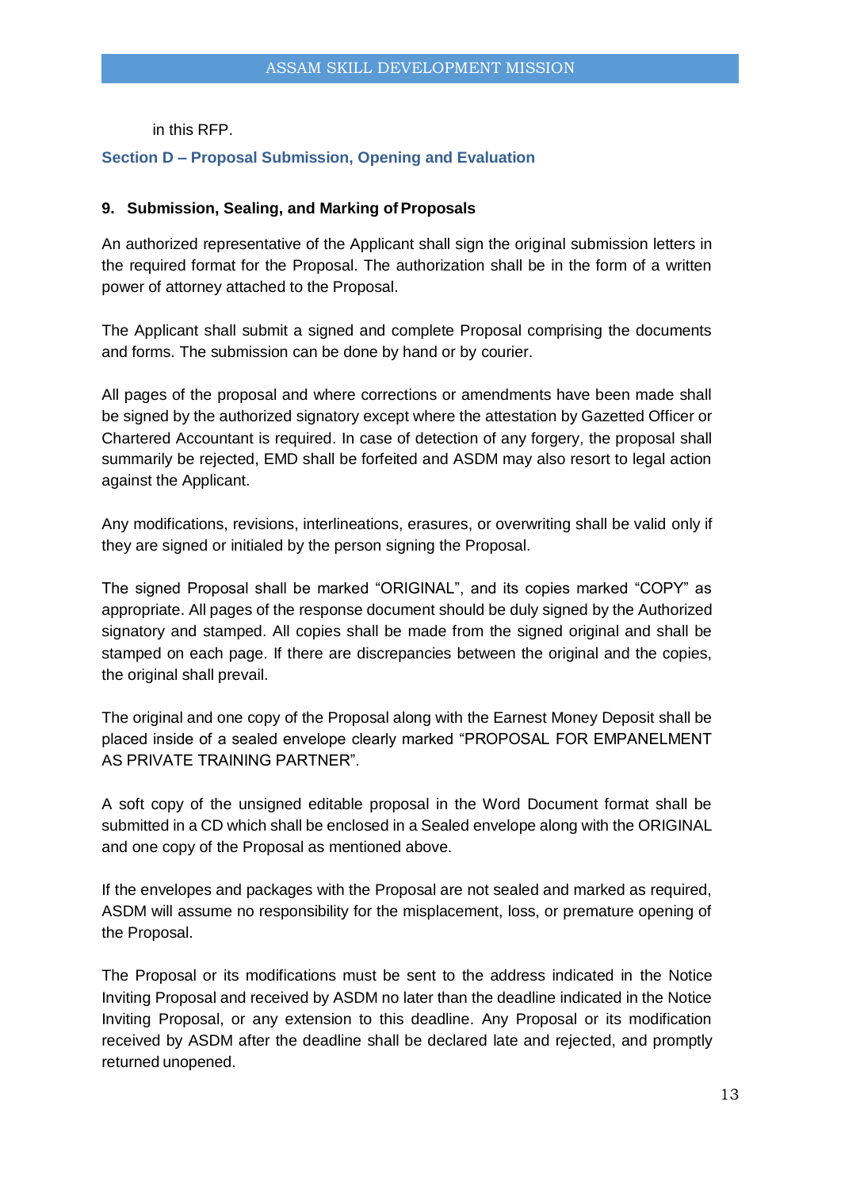in this RFP.

## Section D – Proposal Submission, Opening and Evaluation

### 9. Submission, Sealing, and Marking of Proposals

An authorized representative of the Applicant shall sign the original submission letters in the required format for the Proposal. The authorization shall be in the form of a written power of attorney attached to the Proposal.

The Applicant shall submit a signed and complete Proposal comprising the documents and forms. The submission can be done by hand or by courier.

All pages of the proposal and where corrections or amendments have been made shall be signed by the authorized signatory except where the attestation by Gazetted Officer or Chartered Accountant is required. In case of detection of any forgery, the proposal shall summarily be rejected, EMD shall be forfeited and ASDM may also resort to legal action against the Applicant.

Any modifications, revisions, interlineations, erasures, or overwriting shall be valid only if they are signed or initialed by the person signing the Proposal.

The signed Proposal shall be marked "ORIGINAL", and its copies marked "COPY" as appropriate. All pages of the response document should be duly signed by the Authorized signatory and stamped. All copies shall be made from the signed original and shall be stamped on each page. If there are discrepancies between the original and the copies, the original shall prevail.

The original and one copy of the Proposal along with the Earnest Money Deposit shall be placed inside of a sealed envelope clearly marked "PROPOSAL FOR EMPANELMENT AS PRIVATE TRAINING PARTNER".

A soft copy of the unsigned editable proposal in the Word Document format shall be submitted in a CD which shall be enclosed in a Sealed envelope along with the ORIGINAL and one copy of the Proposal as mentioned above.

If the envelopes and packages with the Proposal are not sealed and marked as required, ASDM will assume no responsibility for the misplacement, loss, or premature opening of the Proposal.

The Proposal or its modifications must be sent to the address indicated in the Notice Inviting Proposal and received by ASDM no later than the deadline indicated in the Notice Inviting Proposal, or any extension to this deadline. Any Proposal or its modification received by ASDM after the deadline shall be declared late and rejected, and promptly returned unopened.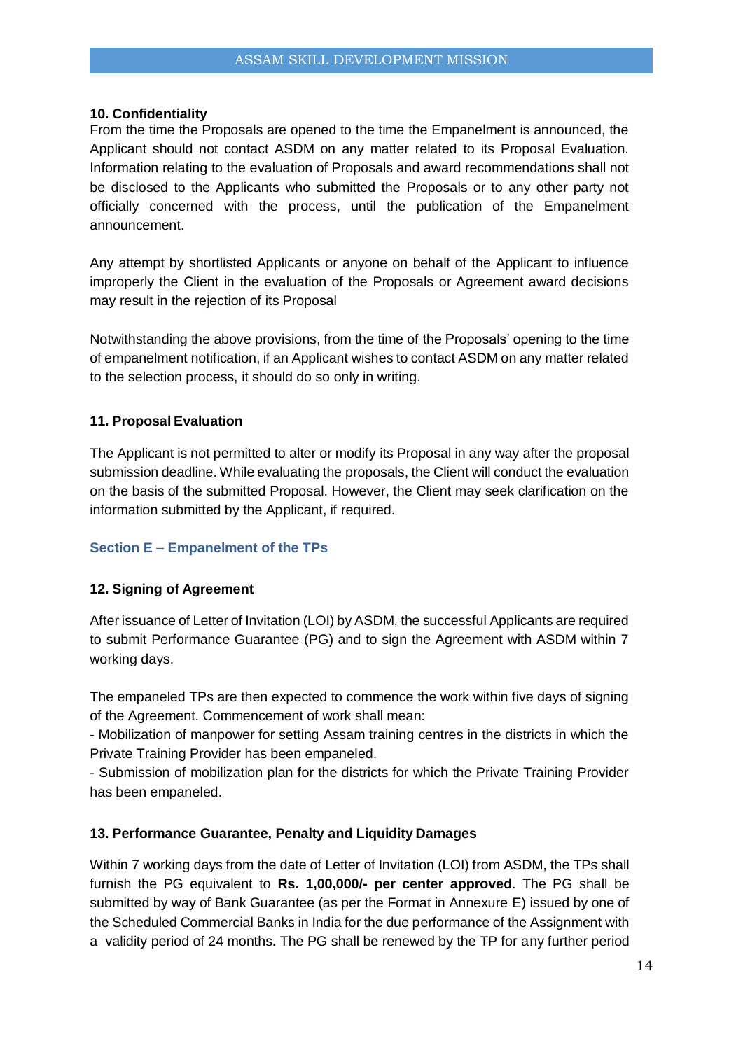### 10. Confidentiality

From the time the Proposals are opened to the time the Empanelment is announced, the Applicant should not contact ASDM on any matter related to its Proposal Evaluation. Information relating to the evaluation of Proposals and award recommendations shall not be disclosed to the Applicants who submitted the Proposals or to any other party not officially concerned with the process, until the publication of the Empanelment announcement.

Any attempt by shortlisted Applicants or anyone on behalf of the Applicant to influence improperly the Client in the evaluation of the Proposals or Agreement award decisions may result in the rejection of its Proposal

Notwithstanding the above provisions, from the time of the Proposals' opening to the time of empanelment notification, if an Applicant wishes to contact ASDM on any matter related to the selection process, it should do so only in writing.

### 11. Proposal Evaluation

The Applicant is not permitted to alter or modify its Proposal in any way after the proposal submission deadline. While evaluating the proposals, the Client will conduct the evaluation on the basis of the submitted Proposal. However, the Client may seek clarification on the information submitted by the Applicant, if required.

## Section E – Empanelment of the TPs

### 12. Signing of Agreement

After issuance of Letter of Invitation (LOI) by ASDM, the successful Applicants are required to submit Performance Guarantee (PG) and to sign the Agreement with ASDM within 7 working days.

The empaneled TPs are then expected to commence the work within five days of signing of the Agreement. Commencement of work shall mean:

- Mobilization of manpower for setting Assam training centres in the districts in which the Private Training Provider has been empaneled.
- Submission of mobilization plan for the districts for which the Private Training Provider has been empaneled.

### 13. Performance Guarantee, Penalty and Liquidity Damages

Within 7 working days from the date of Letter of Invitation (LOI) from ASDM, the TPs shall furnish the PG equivalent to **Rs. 1,00,000/- per center approved**. The PG shall be submitted by way of Bank Guarantee (as per the Format in Annexure E) issued by one of the Scheduled Commercial Banks in India for the due performance of the Assignment with a validity period of 24 months. The PG shall be renewed by the TP for any further period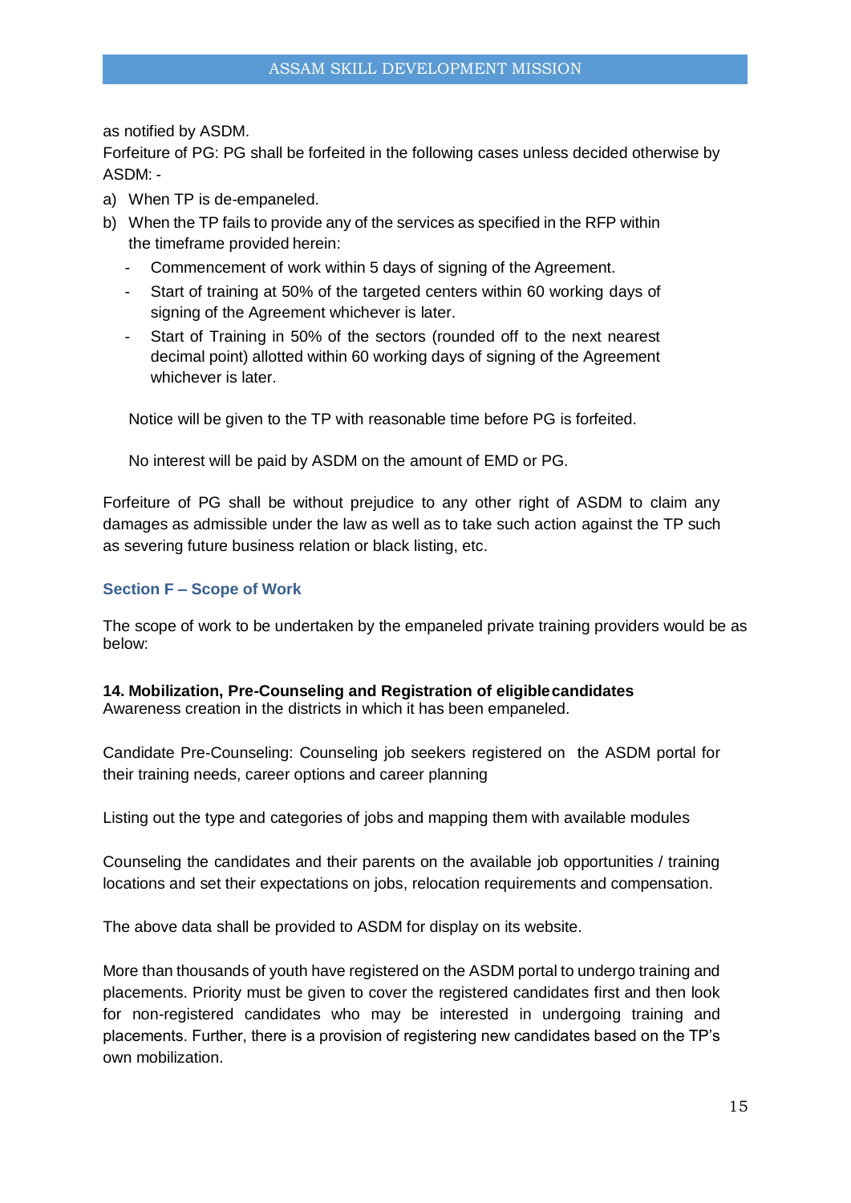as notified by ASDM.

Forfeiture of PG: PG shall be forfeited in the following cases unless decided otherwise by ASDM: -

a) When TP is de-empaneled.
b) When the TP fails to provide any of the services as specified in the RFP within the timeframe provided herein:
   - Commencement of work within 5 days of signing of the Agreement.
   - Start of training at 50% of the targeted centers within 60 working days of signing of the Agreement whichever is later.
   - Start of Training in 50% of the sectors (rounded off to the next nearest decimal point) allotted within 60 working days of signing of the Agreement whichever is later.

   Notice will be given to the TP with reasonable time before PG is forfeited.

   No interest will be paid by ASDM on the amount of EMD or PG.

Forfeiture of PG shall be without prejudice to any other right of ASDM to claim any damages as admissible under the law as well as to take such action against the TP such as severing future business relation or black listing, etc.

## Section F – Scope of Work

The scope of work to be undertaken by the empaneled private training providers would be as below:

**14. Mobilization, Pre-Counseling and Registration of eligible candidates**

Awareness creation in the districts in which it has been empaneled.

Candidate Pre-Counseling: Counseling job seekers registered on the ASDM portal for their training needs, career options and career planning

Listing out the type and categories of jobs and mapping them with available modules

Counseling the candidates and their parents on the available job opportunities / training locations and set their expectations on jobs, relocation requirements and compensation.

The above data shall be provided to ASDM for display on its website.

More than thousands of youth have registered on the ASDM portal to undergo training and placements. Priority must be given to cover the registered candidates first and then look for non-registered candidates who may be interested in undergoing training and placements. Further, there is a provision of registering new candidates based on the TP's own mobilization.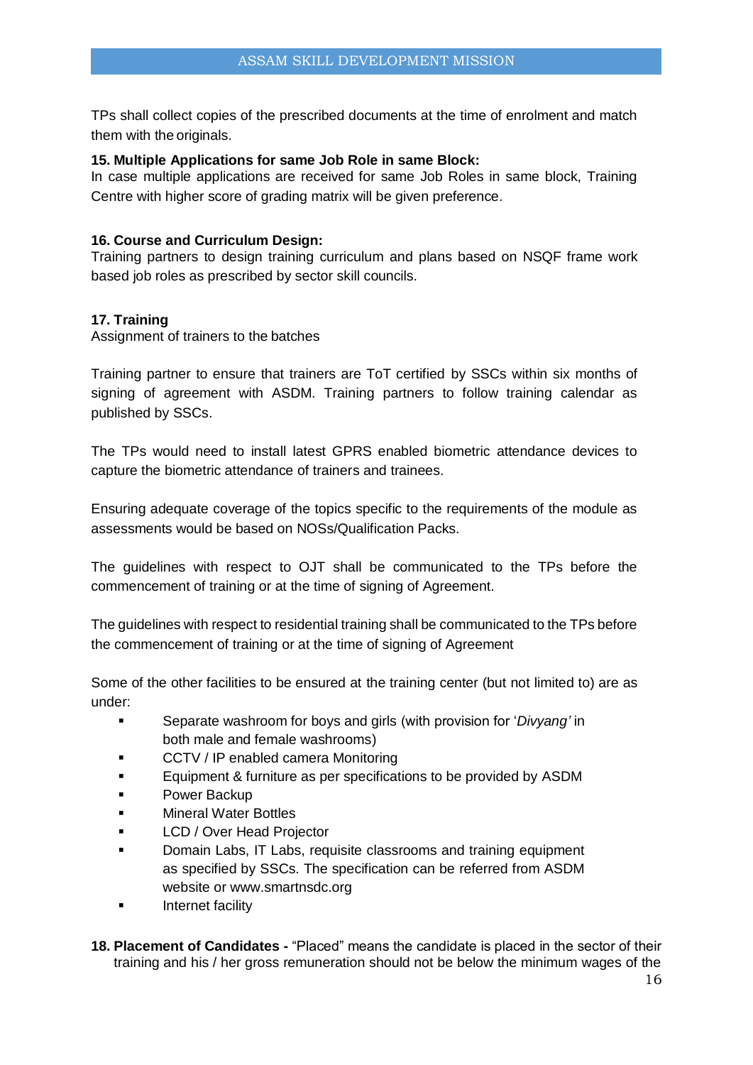TPs shall collect copies of the prescribed documents at the time of enrolment and match them with the originals.

**15. Multiple Applications for same Job Role in same Block:**
In case multiple applications are received for same Job Roles in same block, Training Centre with higher score of grading matrix will be given preference.

**16. Course and Curriculum Design:**
Training partners to design training curriculum and plans based on NSQF frame work based job roles as prescribed by sector skill councils.

**17. Training**
Assignment of trainers to the batches

Training partner to ensure that trainers are ToT certified by SSCs within six months of signing of agreement with ASDM. Training partners to follow training calendar as published by SSCs.

The TPs would need to install latest GPRS enabled biometric attendance devices to capture the biometric attendance of trainers and trainees.

Ensuring adequate coverage of the topics specific to the requirements of the module as assessments would be based on NOSs/Qualification Packs.

The guidelines with respect to OJT shall be communicated to the TPs before the commencement of training or at the time of signing of Agreement.

The guidelines with respect to residential training shall be communicated to the TPs before the commencement of training or at the time of signing of Agreement

Some of the other facilities to be ensured at the training center (but not limited to) are as under:

- Separate washroom for boys and girls (with provision for '*Divyang'* in both male and female washrooms)
- CCTV / IP enabled camera Monitoring
- Equipment & furniture as per specifications to be provided by ASDM
- Power Backup
- Mineral Water Bottles
- LCD / Over Head Projector
- Domain Labs, IT Labs, requisite classrooms and training equipment as specified by SSCs. The specification can be referred from ASDM website or www.smartnsdc.org
- Internet facility

**18. Placement of Candidates -** "Placed" means the candidate is placed in the sector of their training and his / her gross remuneration should not be below the minimum wages of the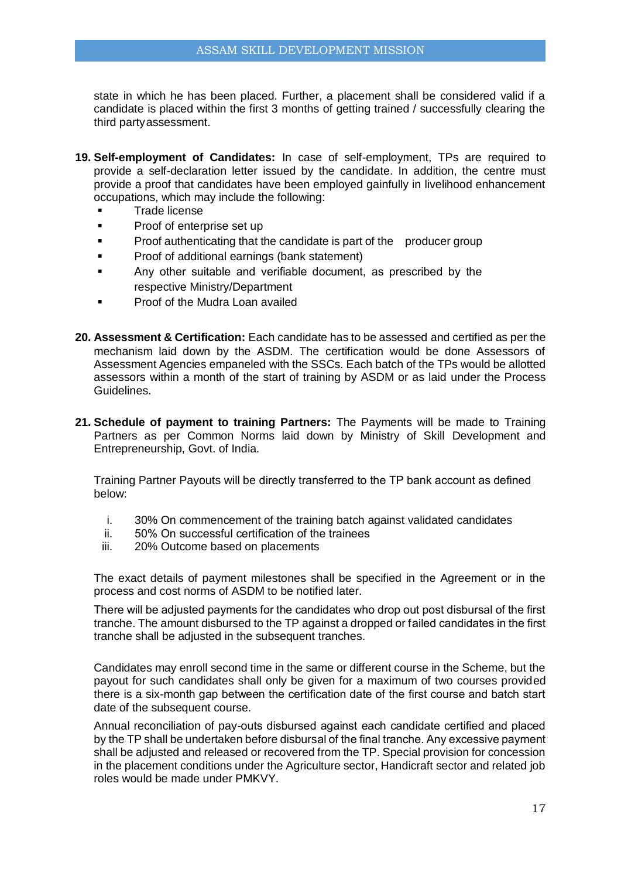state in which he has been placed. Further, a placement shall be considered valid if a candidate is placed within the first 3 months of getting trained / successfully clearing the third party assessment.

19. **Self-employment of Candidates:** In case of self-employment, TPs are required to provide a self-declaration letter issued by the candidate. In addition, the centre must provide a proof that candidates have been employed gainfully in livelihood enhancement occupations, which may include the following:
    - Trade license
    - Proof of enterprise set up
    - Proof authenticating that the candidate is part of the producer group
    - Proof of additional earnings (bank statement)
    - Any other suitable and verifiable document, as prescribed by the respective Ministry/Department
    - Proof of the Mudra Loan availed

20. **Assessment & Certification:** Each candidate has to be assessed and certified as per the mechanism laid down by the ASDM. The certification would be done Assessors of Assessment Agencies empaneled with the SSCs. Each batch of the TPs would be allotted assessors within a month of the start of training by ASDM or as laid under the Process Guidelines.

21. **Schedule of payment to training Partners:** The Payments will be made to Training Partners as per Common Norms laid down by Ministry of Skill Development and Entrepreneurship, Govt. of India.

    Training Partner Payouts will be directly transferred to the TP bank account as defined below:

    i. 30% On commencement of the training batch against validated candidates
    ii. 50% On successful certification of the trainees
    iii. 20% Outcome based on placements

    The exact details of payment milestones shall be specified in the Agreement or in the process and cost norms of ASDM to be notified later.

    There will be adjusted payments for the candidates who drop out post disbursal of the first tranche. The amount disbursed to the TP against a dropped or failed candidates in the first tranche shall be adjusted in the subsequent tranches.

    Candidates may enroll second time in the same or different course in the Scheme, but the payout for such candidates shall only be given for a maximum of two courses provided there is a six-month gap between the certification date of the first course and batch start date of the subsequent course.

    Annual reconciliation of pay-outs disbursed against each candidate certified and placed by the TP shall be undertaken before disbursal of the final tranche. Any excessive payment shall be adjusted and released or recovered from the TP. Special provision for concession in the placement conditions under the Agriculture sector, Handicraft sector and related job roles would be made under PMKVY.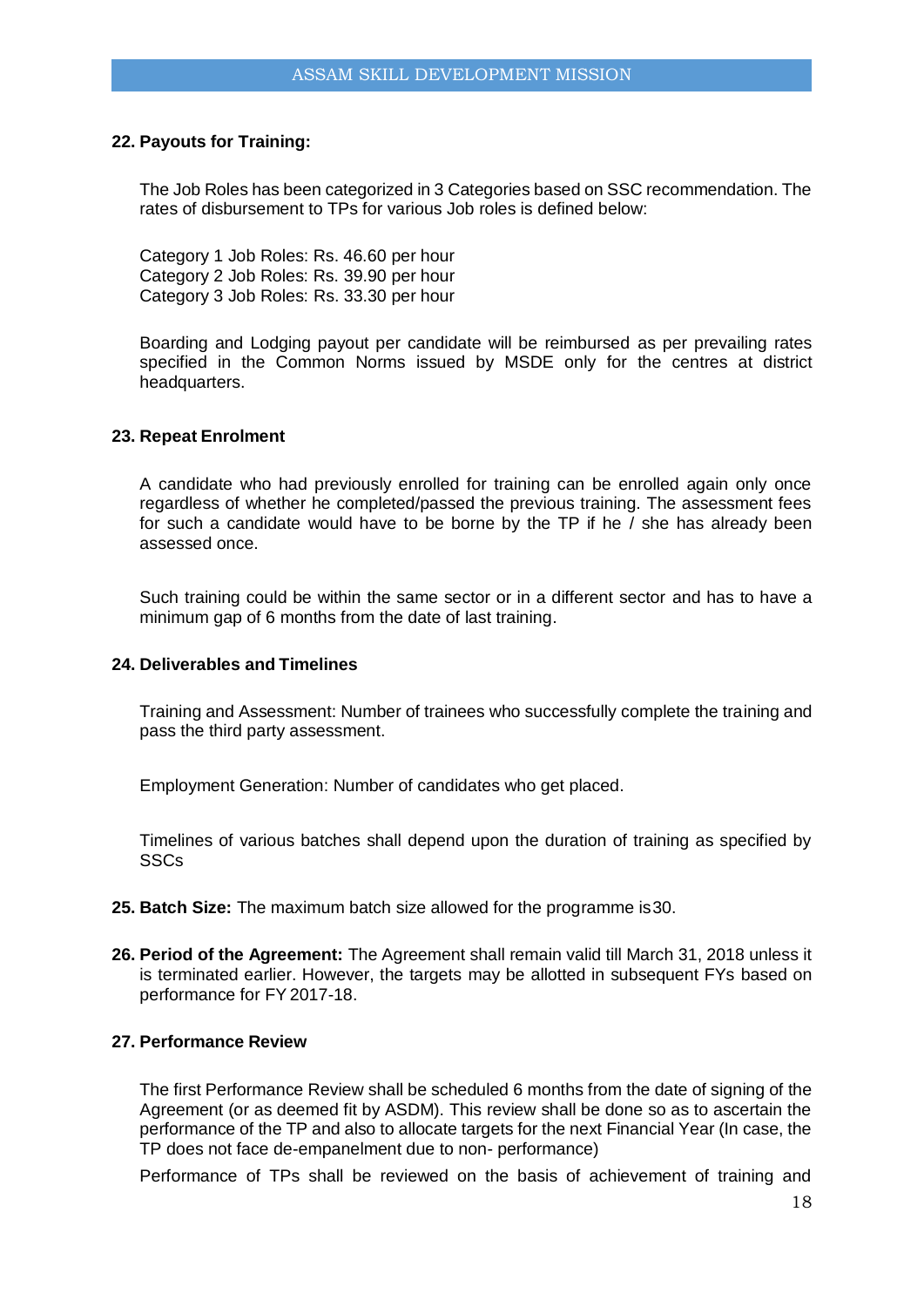**22. Payouts for Training:**

The Job Roles has been categorized in 3 Categories based on SSC recommendation. The rates of disbursement to TPs for various Job roles is defined below:

Category 1 Job Roles: Rs. 46.60 per hour
Category 2 Job Roles: Rs. 39.90 per hour
Category 3 Job Roles: Rs. 33.30 per hour

Boarding and Lodging payout per candidate will be reimbursed as per prevailing rates specified in the Common Norms issued by MSDE only for the centres at district headquarters.

**23. Repeat Enrolment**

A candidate who had previously enrolled for training can be enrolled again only once regardless of whether he completed/passed the previous training. The assessment fees for such a candidate would have to be borne by the TP if he / she has already been assessed once.

Such training could be within the same sector or in a different sector and has to have a minimum gap of 6 months from the date of last training.

**24. Deliverables and Timelines**

Training and Assessment: Number of trainees who successfully complete the training and pass the third party assessment.

Employment Generation: Number of candidates who get placed.

Timelines of various batches shall depend upon the duration of training as specified by SSCs

**25. Batch Size:** The maximum batch size allowed for the programme is30.

**26. Period of the Agreement:** The Agreement shall remain valid till March 31, 2018 unless it is terminated earlier. However, the targets may be allotted in subsequent FYs based on performance for FY 2017-18.

**27. Performance Review**

The first Performance Review shall be scheduled 6 months from the date of signing of the Agreement (or as deemed fit by ASDM). This review shall be done so as to ascertain the performance of the TP and also to allocate targets for the next Financial Year (In case, the TP does not face de-empanelment due to non- performance)

Performance of TPs shall be reviewed on the basis of achievement of training and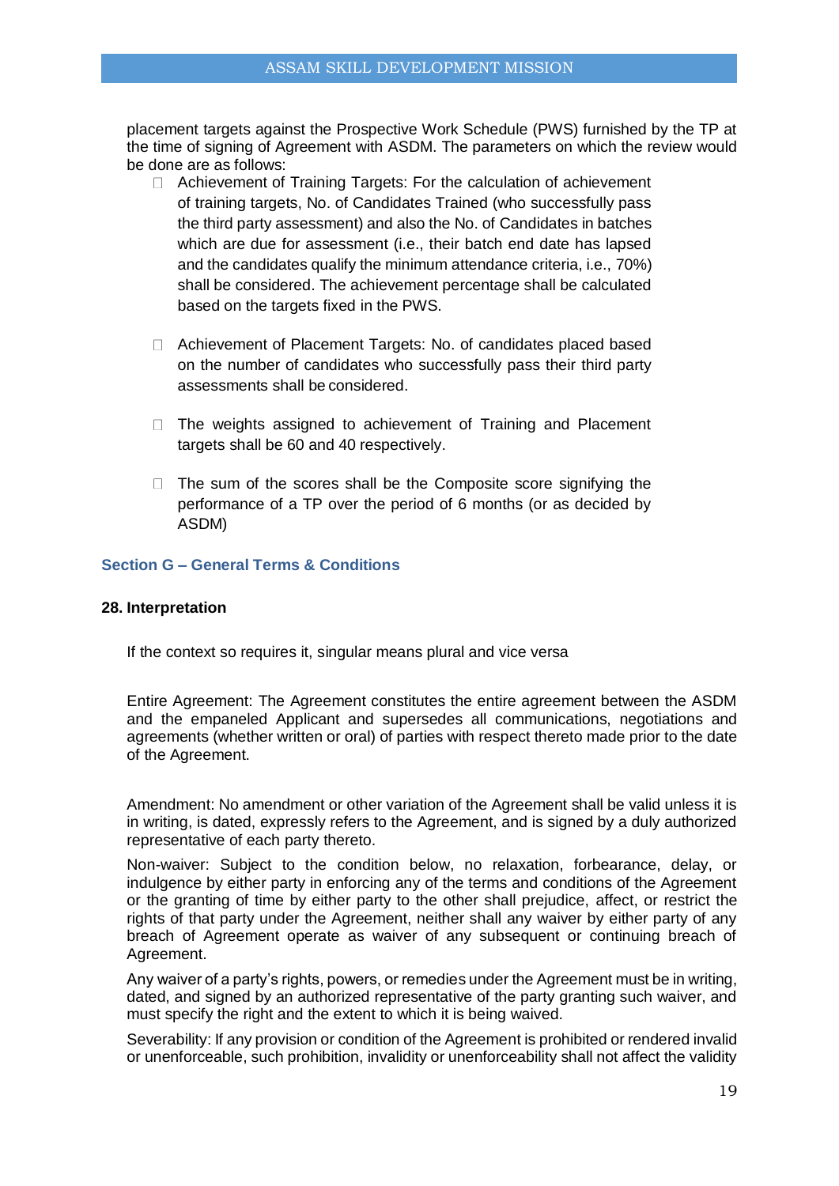placement targets against the Prospective Work Schedule (PWS) furnished by the TP at the time of signing of Agreement with ASDM. The parameters on which the review would be done are as follows:

- Achievement of Training Targets: For the calculation of achievement of training targets, No. of Candidates Trained (who successfully pass the third party assessment) and also the No. of Candidates in batches which are due for assessment (i.e., their batch end date has lapsed and the candidates qualify the minimum attendance criteria, i.e., 70%) shall be considered. The achievement percentage shall be calculated based on the targets fixed in the PWS.

- Achievement of Placement Targets: No. of candidates placed based on the number of candidates who successfully pass their third party assessments shall be considered.

- The weights assigned to achievement of Training and Placement targets shall be 60 and 40 respectively.

- The sum of the scores shall be the Composite score signifying the performance of a TP over the period of 6 months (or as decided by ASDM)

## Section G – General Terms & Conditions

### 28. Interpretation

If the context so requires it, singular means plural and vice versa

Entire Agreement: The Agreement constitutes the entire agreement between the ASDM and the empaneled Applicant and supersedes all communications, negotiations and agreements (whether written or oral) of parties with respect thereto made prior to the date of the Agreement.

Amendment: No amendment or other variation of the Agreement shall be valid unless it is in writing, is dated, expressly refers to the Agreement, and is signed by a duly authorized representative of each party thereto.

Non-waiver: Subject to the condition below, no relaxation, forbearance, delay, or indulgence by either party in enforcing any of the terms and conditions of the Agreement or the granting of time by either party to the other shall prejudice, affect, or restrict the rights of that party under the Agreement, neither shall any waiver by either party of any breach of Agreement operate as waiver of any subsequent or continuing breach of Agreement.

Any waiver of a party's rights, powers, or remedies under the Agreement must be in writing, dated, and signed by an authorized representative of the party granting such waiver, and must specify the right and the extent to which it is being waived.

Severability: If any provision or condition of the Agreement is prohibited or rendered invalid or unenforceable, such prohibition, invalidity or unenforceability shall not affect the validity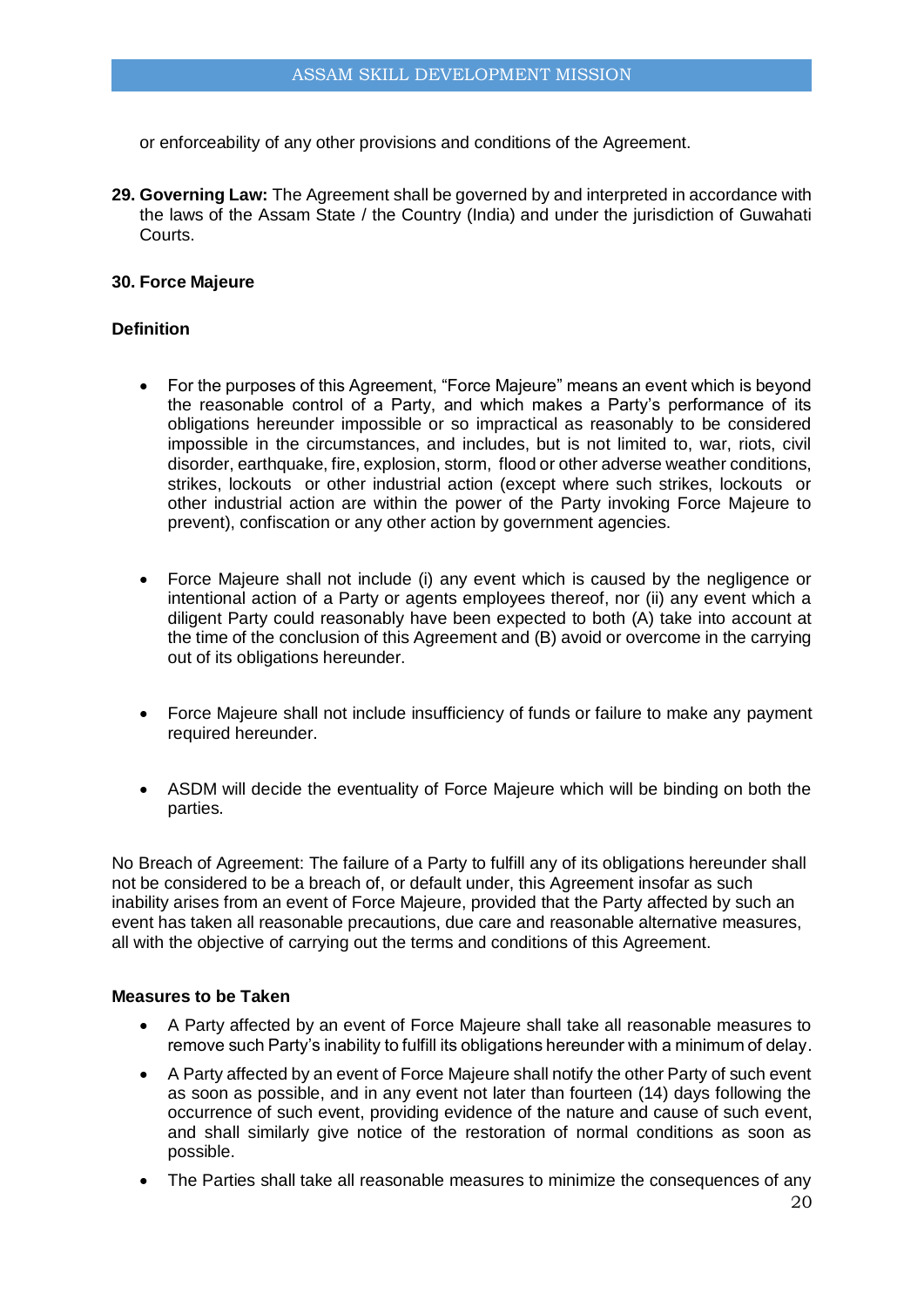or enforceability of any other provisions and conditions of the Agreement.

**29. Governing Law:** The Agreement shall be governed by and interpreted in accordance with the laws of the Assam State / the Country (India) and under the jurisdiction of Guwahati Courts.

**30. Force Majeure**

**Definition**

- For the purposes of this Agreement, "Force Majeure" means an event which is beyond the reasonable control of a Party, and which makes a Party's performance of its obligations hereunder impossible or so impractical as reasonably to be considered impossible in the circumstances, and includes, but is not limited to, war, riots, civil disorder, earthquake, fire, explosion, storm, flood or other adverse weather conditions, strikes, lockouts or other industrial action (except where such strikes, lockouts or other industrial action are within the power of the Party invoking Force Majeure to prevent), confiscation or any other action by government agencies.

- Force Majeure shall not include (i) any event which is caused by the negligence or intentional action of a Party or agents employees thereof, nor (ii) any event which a diligent Party could reasonably have been expected to both (A) take into account at the time of the conclusion of this Agreement and (B) avoid or overcome in the carrying out of its obligations hereunder.

- Force Majeure shall not include insufficiency of funds or failure to make any payment required hereunder.

- ASDM will decide the eventuality of Force Majeure which will be binding on both the parties.

No Breach of Agreement: The failure of a Party to fulfill any of its obligations hereunder shall not be considered to be a breach of, or default under, this Agreement insofar as such inability arises from an event of Force Majeure, provided that the Party affected by such an event has taken all reasonable precautions, due care and reasonable alternative measures, all with the objective of carrying out the terms and conditions of this Agreement.

**Measures to be Taken**

- A Party affected by an event of Force Majeure shall take all reasonable measures to remove such Party's inability to fulfill its obligations hereunder with a minimum of delay.
- A Party affected by an event of Force Majeure shall notify the other Party of such event as soon as possible, and in any event not later than fourteen (14) days following the occurrence of such event, providing evidence of the nature and cause of such event, and shall similarly give notice of the restoration of normal conditions as soon as possible.
- The Parties shall take all reasonable measures to minimize the consequences of any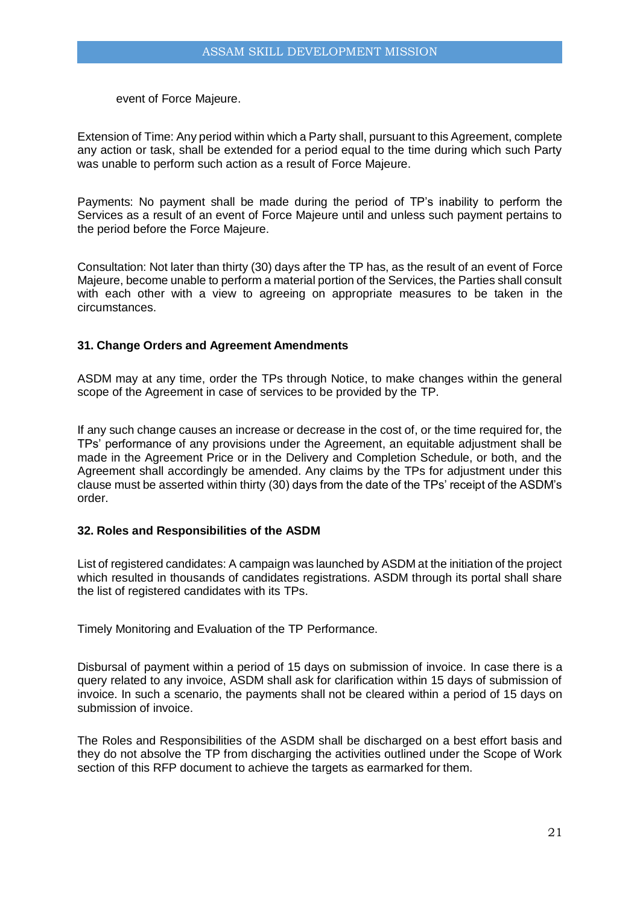event of Force Majeure.

Extension of Time: Any period within which a Party shall, pursuant to this Agreement, complete any action or task, shall be extended for a period equal to the time during which such Party was unable to perform such action as a result of Force Majeure.

Payments: No payment shall be made during the period of TP's inability to perform the Services as a result of an event of Force Majeure until and unless such payment pertains to the period before the Force Majeure.

Consultation: Not later than thirty (30) days after the TP has, as the result of an event of Force Majeure, become unable to perform a material portion of the Services, the Parties shall consult with each other with a view to agreeing on appropriate measures to be taken in the circumstances.

### 31. Change Orders and Agreement Amendments

ASDM may at any time, order the TPs through Notice, to make changes within the general scope of the Agreement in case of services to be provided by the TP.

If any such change causes an increase or decrease in the cost of, or the time required for, the TPs' performance of any provisions under the Agreement, an equitable adjustment shall be made in the Agreement Price or in the Delivery and Completion Schedule, or both, and the Agreement shall accordingly be amended. Any claims by the TPs for adjustment under this clause must be asserted within thirty (30) days from the date of the TPs' receipt of the ASDM's order.

### 32. Roles and Responsibilities of the ASDM

List of registered candidates: A campaign was launched by ASDM at the initiation of the project which resulted in thousands of candidates registrations. ASDM through its portal shall share the list of registered candidates with its TPs.

Timely Monitoring and Evaluation of the TP Performance.

Disbursal of payment within a period of 15 days on submission of invoice. In case there is a query related to any invoice, ASDM shall ask for clarification within 15 days of submission of invoice. In such a scenario, the payments shall not be cleared within a period of 15 days on submission of invoice.

The Roles and Responsibilities of the ASDM shall be discharged on a best effort basis and they do not absolve the TP from discharging the activities outlined under the Scope of Work section of this RFP document to achieve the targets as earmarked for them.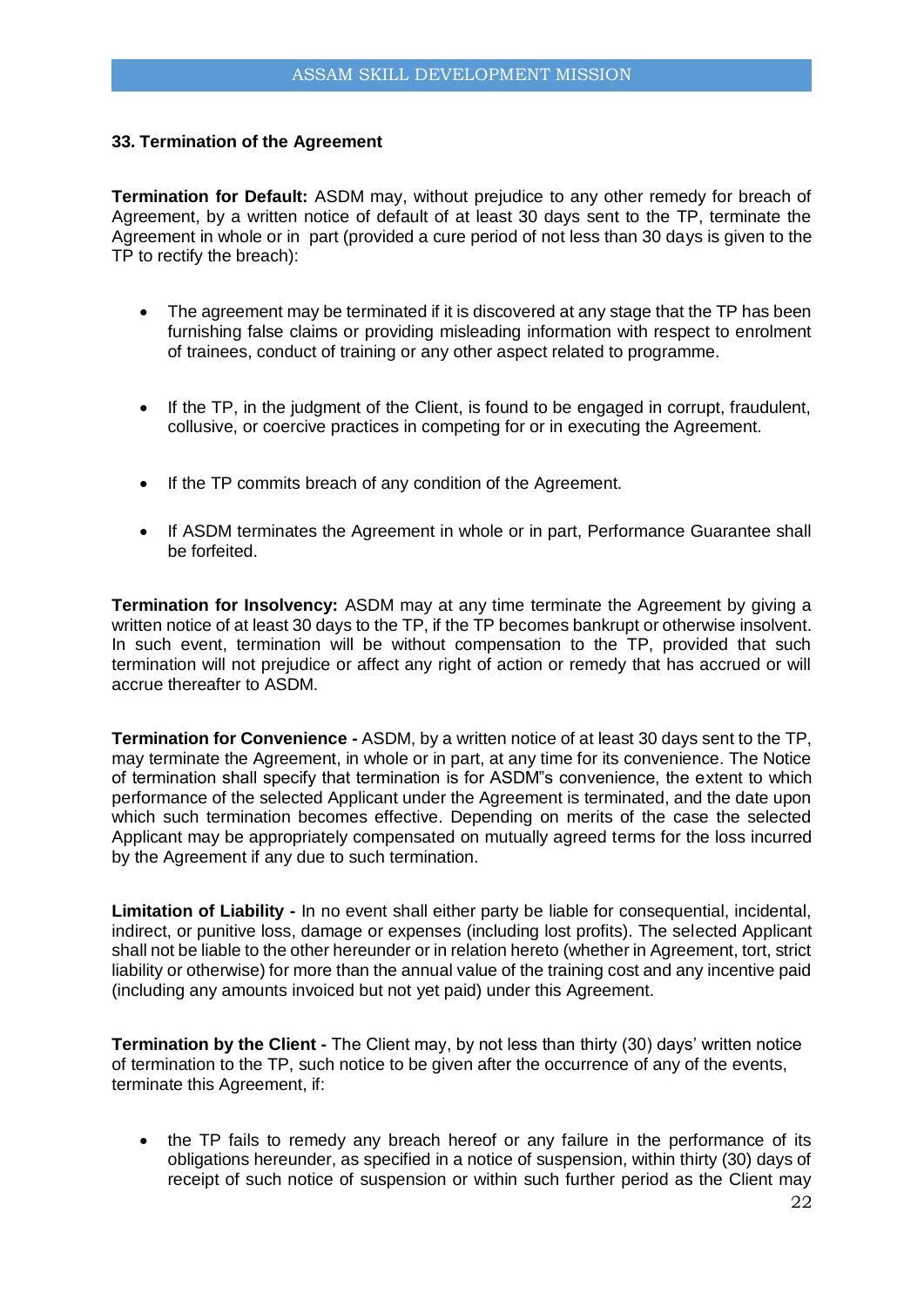### 33. Termination of the Agreement

**Termination for Default:** ASDM may, without prejudice to any other remedy for breach of Agreement, by a written notice of default of at least 30 days sent to the TP, terminate the Agreement in whole or in part (provided a cure period of not less than 30 days is given to the TP to rectify the breach):

- The agreement may be terminated if it is discovered at any stage that the TP has been furnishing false claims or providing misleading information with respect to enrolment of trainees, conduct of training or any other aspect related to programme.
- If the TP, in the judgment of the Client, is found to be engaged in corrupt, fraudulent, collusive, or coercive practices in competing for or in executing the Agreement.
- If the TP commits breach of any condition of the Agreement.
- If ASDM terminates the Agreement in whole or in part, Performance Guarantee shall be forfeited.

**Termination for Insolvency:** ASDM may at any time terminate the Agreement by giving a written notice of at least 30 days to the TP, if the TP becomes bankrupt or otherwise insolvent. In such event, termination will be without compensation to the TP, provided that such termination will not prejudice or affect any right of action or remedy that has accrued or will accrue thereafter to ASDM.

**Termination for Convenience -** ASDM, by a written notice of at least 30 days sent to the TP, may terminate the Agreement, in whole or in part, at any time for its convenience. The Notice of termination shall specify that termination is for ASDM"s convenience, the extent to which performance of the selected Applicant under the Agreement is terminated, and the date upon which such termination becomes effective. Depending on merits of the case the selected Applicant may be appropriately compensated on mutually agreed terms for the loss incurred by the Agreement if any due to such termination.

**Limitation of Liability -** In no event shall either party be liable for consequential, incidental, indirect, or punitive loss, damage or expenses (including lost profits). The selected Applicant shall not be liable to the other hereunder or in relation hereto (whether in Agreement, tort, strict liability or otherwise) for more than the annual value of the training cost and any incentive paid (including any amounts invoiced but not yet paid) under this Agreement.

**Termination by the Client -** The Client may, by not less than thirty (30) days' written notice of termination to the TP, such notice to be given after the occurrence of any of the events, terminate this Agreement, if:

- the TP fails to remedy any breach hereof or any failure in the performance of its obligations hereunder, as specified in a notice of suspension, within thirty (30) days of receipt of such notice of suspension or within such further period as the Client may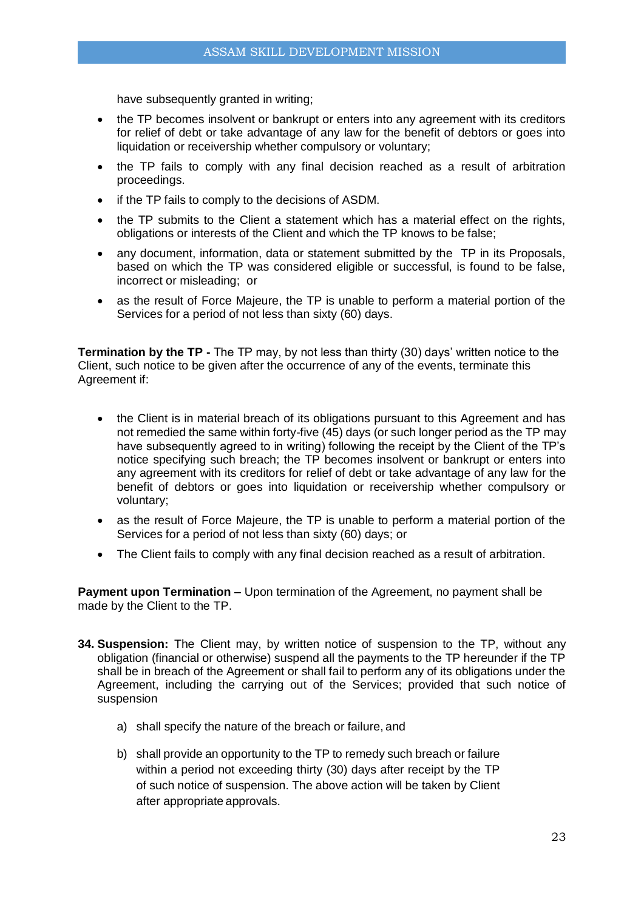have subsequently granted in writing;

- the TP becomes insolvent or bankrupt or enters into any agreement with its creditors for relief of debt or take advantage of any law for the benefit of debtors or goes into liquidation or receivership whether compulsory or voluntary;
- the TP fails to comply with any final decision reached as a result of arbitration proceedings.
- if the TP fails to comply to the decisions of ASDM.
- the TP submits to the Client a statement which has a material effect on the rights, obligations or interests of the Client and which the TP knows to be false;
- any document, information, data or statement submitted by the TP in its Proposals, based on which the TP was considered eligible or successful, is found to be false, incorrect or misleading; or
- as the result of Force Majeure, the TP is unable to perform a material portion of the Services for a period of not less than sixty (60) days.

**Termination by the TP -** The TP may, by not less than thirty (30) days' written notice to the Client, such notice to be given after the occurrence of any of the events, terminate this Agreement if:

- the Client is in material breach of its obligations pursuant to this Agreement and has not remedied the same within forty-five (45) days (or such longer period as the TP may have subsequently agreed to in writing) following the receipt by the Client of the TP's notice specifying such breach; the TP becomes insolvent or bankrupt or enters into any agreement with its creditors for relief of debt or take advantage of any law for the benefit of debtors or goes into liquidation or receivership whether compulsory or voluntary;
- as the result of Force Majeure, the TP is unable to perform a material portion of the Services for a period of not less than sixty (60) days; or
- The Client fails to comply with any final decision reached as a result of arbitration.

**Payment upon Termination –** Upon termination of the Agreement, no payment shall be made by the Client to the TP.

**34. Suspension:** The Client may, by written notice of suspension to the TP, without any obligation (financial or otherwise) suspend all the payments to the TP hereunder if the TP shall be in breach of the Agreement or shall fail to perform any of its obligations under the Agreement, including the carrying out of the Services; provided that such notice of suspension

a) shall specify the nature of the breach or failure, and

b) shall provide an opportunity to the TP to remedy such breach or failure within a period not exceeding thirty (30) days after receipt by the TP of such notice of suspension. The above action will be taken by Client after appropriate approvals.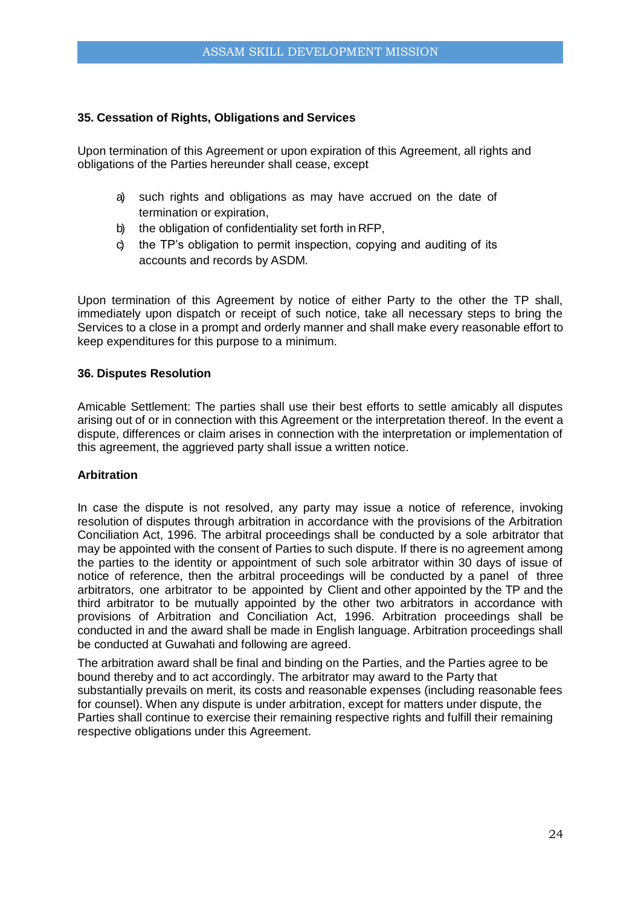## 35. Cessation of Rights, Obligations and Services

Upon termination of this Agreement or upon expiration of this Agreement, all rights and obligations of the Parties hereunder shall cease, except

a) such rights and obligations as may have accrued on the date of termination or expiration,
b) the obligation of confidentiality set forth in RFP,
c) the TP's obligation to permit inspection, copying and auditing of its accounts and records by ASDM.

Upon termination of this Agreement by notice of either Party to the other the TP shall, immediately upon dispatch or receipt of such notice, take all necessary steps to bring the Services to a close in a prompt and orderly manner and shall make every reasonable effort to keep expenditures for this purpose to a minimum.

## 36. Disputes Resolution

Amicable Settlement: The parties shall use their best efforts to settle amicably all disputes arising out of or in connection with this Agreement or the interpretation thereof. In the event a dispute, differences or claim arises in connection with the interpretation or implementation of this agreement, the aggrieved party shall issue a written notice.

### Arbitration

In case the dispute is not resolved, any party may issue a notice of reference, invoking resolution of disputes through arbitration in accordance with the provisions of the Arbitration Conciliation Act, 1996. The arbitral proceedings shall be conducted by a sole arbitrator that may be appointed with the consent of Parties to such dispute. If there is no agreement among the parties to the identity or appointment of such sole arbitrator within 30 days of issue of notice of reference, then the arbitral proceedings will be conducted by a panel of three arbitrators, one arbitrator to be appointed by Client and other appointed by the TP and the third arbitrator to be mutually appointed by the other two arbitrators in accordance with provisions of Arbitration and Conciliation Act, 1996. Arbitration proceedings shall be conducted in and the award shall be made in English language. Arbitration proceedings shall be conducted at Guwahati and following are agreed.

The arbitration award shall be final and binding on the Parties, and the Parties agree to be bound thereby and to act accordingly. The arbitrator may award to the Party that substantially prevails on merit, its costs and reasonable expenses (including reasonable fees for counsel). When any dispute is under arbitration, except for matters under dispute, the Parties shall continue to exercise their remaining respective rights and fulfill their remaining respective obligations under this Agreement.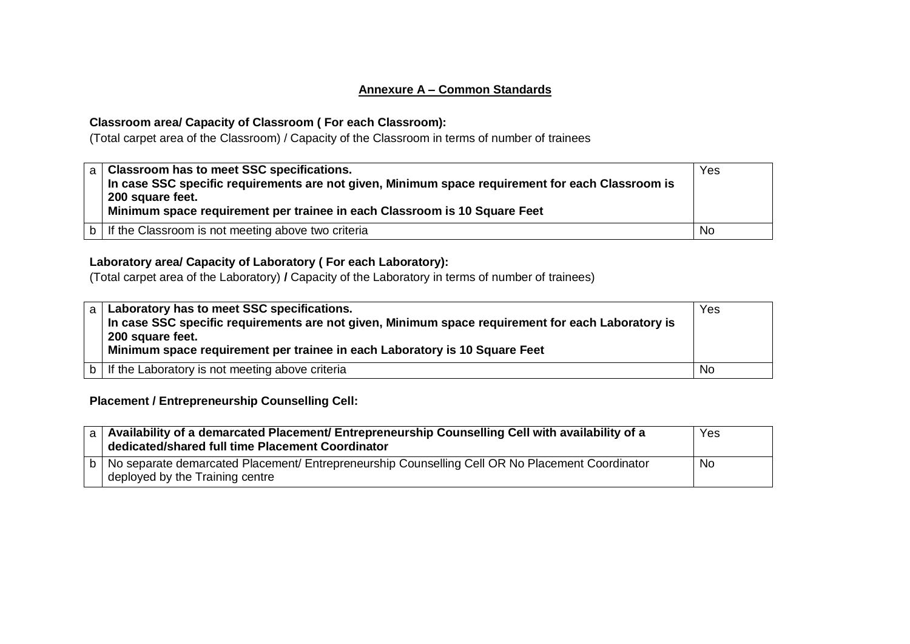## Annexure A – Common Standards

**Classroom area/ Capacity of Classroom ( For each Classroom):**

(Total carpet area of the Classroom) / Capacity of the Classroom in terms of number of trainees

| | | |
|---|---|---|
| a | **Classroom has to meet SSC specifications.**<br>**In case SSC specific requirements are not given, Minimum space requirement for each Classroom is 200 square feet.**<br>**Minimum space requirement per trainee in each Classroom is 10 Square Feet** | Yes |
| b | If the Classroom is not meeting above two criteria | No |

**Laboratory area/ Capacity of Laboratory ( For each Laboratory):**

(Total carpet area of the Laboratory) **/** Capacity of the Laboratory in terms of number of trainees)

| | | |
|---|---|---|
| a | **Laboratory has to meet SSC specifications.**<br>**In case SSC specific requirements are not given, Minimum space requirement for each Laboratory is 200 square feet.**<br>**Minimum space requirement per trainee in each Laboratory is 10 Square Feet** | Yes |
| b | If the Laboratory is not meeting above criteria | No |

**Placement / Entrepreneurship Counselling Cell:**

| | | |
|---|---|---|
| a | **Availability of a demarcated Placement/ Entrepreneurship Counselling Cell with availability of a dedicated/shared full time Placement Coordinator** | Yes |
| b | No separate demarcated Placement/ Entrepreneurship Counselling Cell OR No Placement Coordinator deployed by the Training centre | No |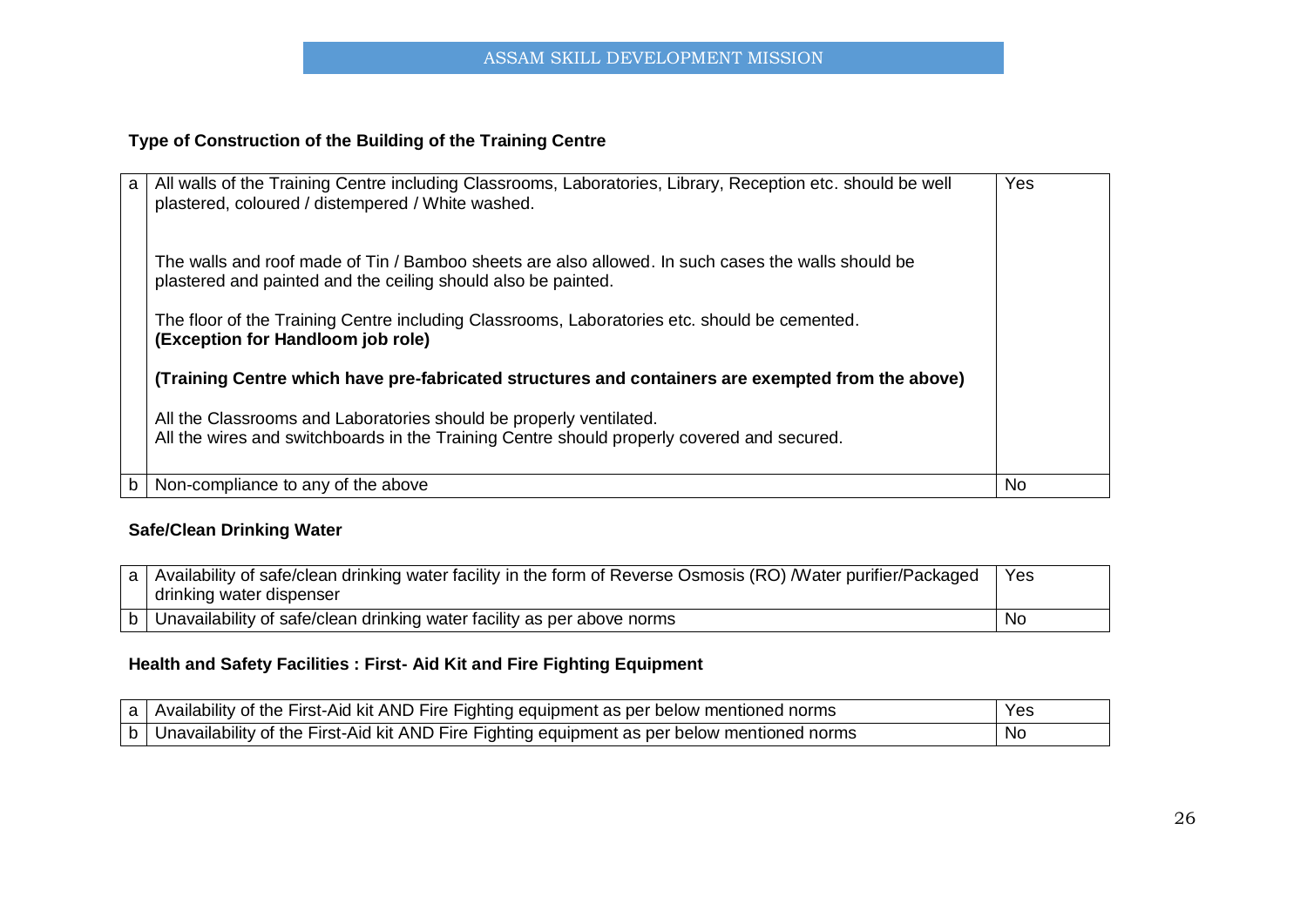**Type of Construction of the Building of the Training Centre**

| | | |
|---|---|---|
| a | All walls of the Training Centre including Classrooms, Laboratories, Library, Reception etc. should be well plastered, coloured / distempered / White washed.<br><br>The walls and roof made of Tin / Bamboo sheets are also allowed. In such cases the walls should be plastered and painted and the ceiling should also be painted.<br><br>The floor of the Training Centre including Classrooms, Laboratories etc. should be cemented. **(Exception for Handloom job role)**<br><br>**(Training Centre which have pre-fabricated structures and containers are exempted from the above)**<br><br>All the Classrooms and Laboratories should be properly ventilated.<br>All the wires and switchboards in the Training Centre should properly covered and secured. | Yes |
| b | Non-compliance to any of the above | No |

**Safe/Clean Drinking Water**

| | | |
|---|---|---|
| a | Availability of safe/clean drinking water facility in the form of Reverse Osmosis (RO) /Water purifier/Packaged drinking water dispenser | Yes |
| b | Unavailability of safe/clean drinking water facility as per above norms | No |

**Health and Safety Facilities : First- Aid Kit and Fire Fighting Equipment**

| | | |
|---|---|---|
| a | Availability of the First-Aid kit AND Fire Fighting equipment as per below mentioned norms | Yes |
| b | Unavailability of the First-Aid kit AND Fire Fighting equipment as per below mentioned norms | No |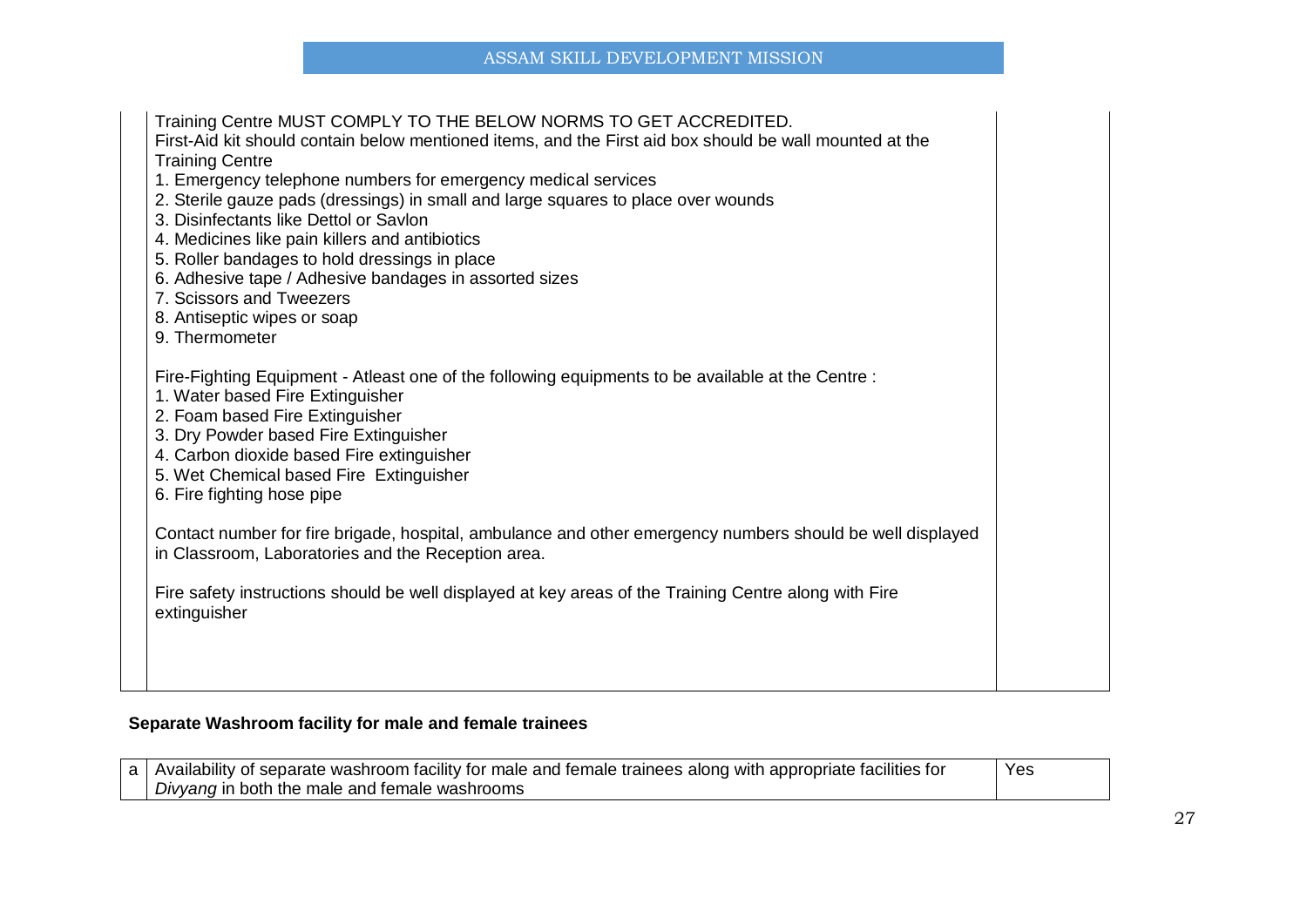| | | |
|---|---|---|
| | Training Centre MUST COMPLY TO THE BELOW NORMS TO GET ACCREDITED.<br>First-Aid kit should contain below mentioned items, and the First aid box should be wall mounted at the Training Centre<br>1. Emergency telephone numbers for emergency medical services<br>2. Sterile gauze pads (dressings) in small and large squares to place over wounds<br>3. Disinfectants like Dettol or Savlon<br>4. Medicines like pain killers and antibiotics<br>5. Roller bandages to hold dressings in place<br>6. Adhesive tape / Adhesive bandages in assorted sizes<br>7. Scissors and Tweezers<br>8. Antiseptic wipes or soap<br>9. Thermometer<br><br>Fire-Fighting Equipment - Atleast one of the following equipments to be available at the Centre :<br>1. Water based Fire Extinguisher<br>2. Foam based Fire Extinguisher<br>3. Dry Powder based Fire Extinguisher<br>4. Carbon dioxide based Fire extinguisher<br>5. Wet Chemical based Fire Extinguisher<br>6. Fire fighting hose pipe<br><br>Contact number for fire brigade, hospital, ambulance and other emergency numbers should be well displayed in Classroom, Laboratories and the Reception area.<br><br>Fire safety instructions should be well displayed at key areas of the Training Centre along with Fire extinguisher | |

**Separate Washroom facility for male and female trainees**

| | | |
|---|---|---|
| a | Availability of separate washroom facility for male and female trainees along with appropriate facilities for *Divyang* in both the male and female washrooms | Yes |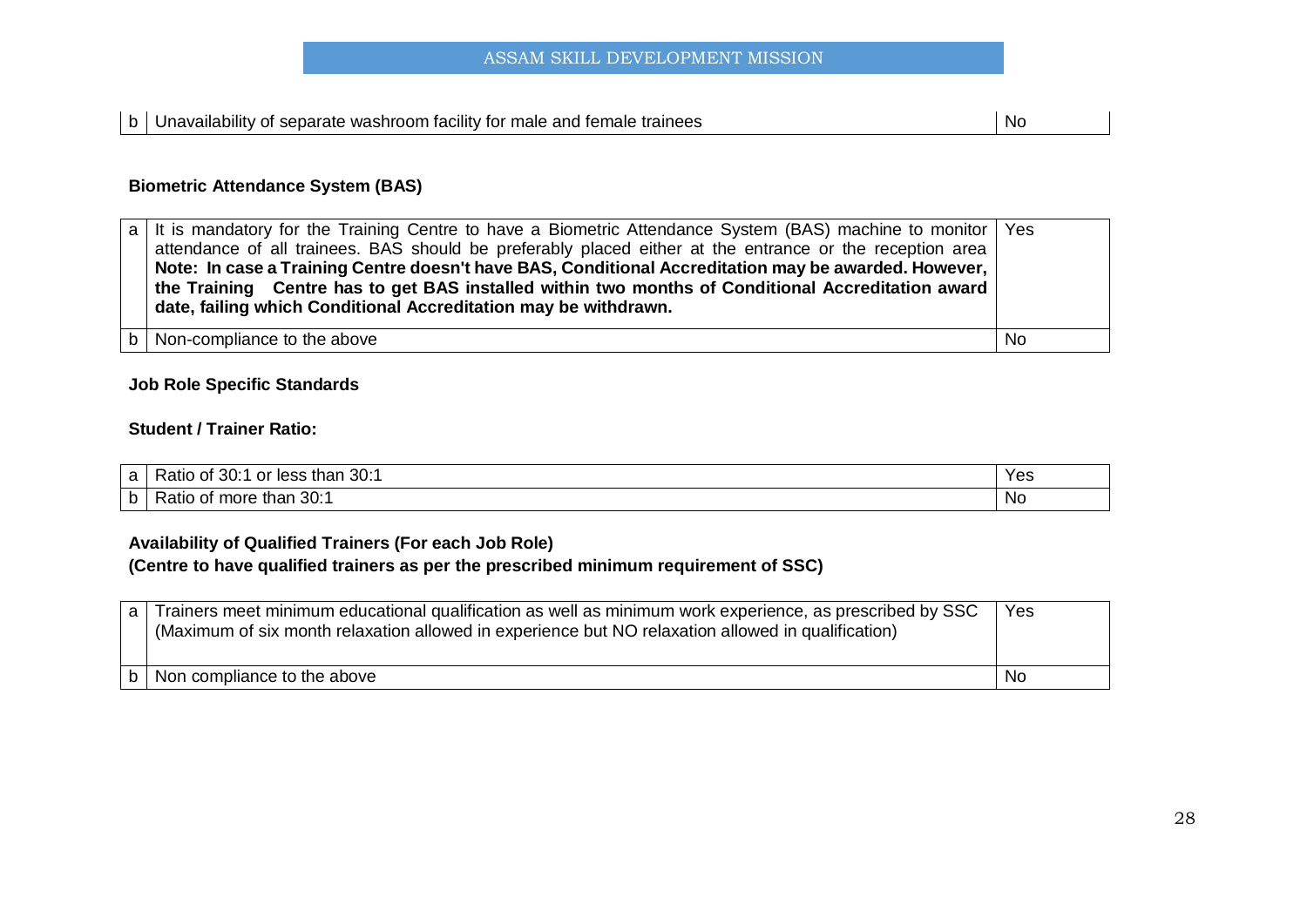| b | Unavailability of separate washroom facility for male and female trainees | No |
|---|---|---|

**Biometric Attendance System (BAS)**

| a | It is mandatory for the Training Centre to have a Biometric Attendance System (BAS) machine to monitor attendance of all trainees. BAS should be preferably placed either at the entrance or the reception area **Note: In case a Training Centre doesn't have BAS, Conditional Accreditation may be awarded. However, the Training Centre has to get BAS installed within two months of Conditional Accreditation award date, failing which Conditional Accreditation may be withdrawn.** | Yes |
|---|---|---|
| b | Non-compliance to the above | No |

**Job Role Specific Standards**

**Student / Trainer Ratio:**

| a | Ratio of 30:1 or less than 30:1 | Yes |
|---|---|---|
| b | Ratio of more than 30:1 | No |

**Availability of Qualified Trainers (For each Job Role)**
**(Centre to have qualified trainers as per the prescribed minimum requirement of SSC)**

| a | Trainers meet minimum educational qualification as well as minimum work experience, as prescribed by SSC (Maximum of six month relaxation allowed in experience but NO relaxation allowed in qualification) | Yes |
|---|---|---|
| b | Non compliance to the above | No |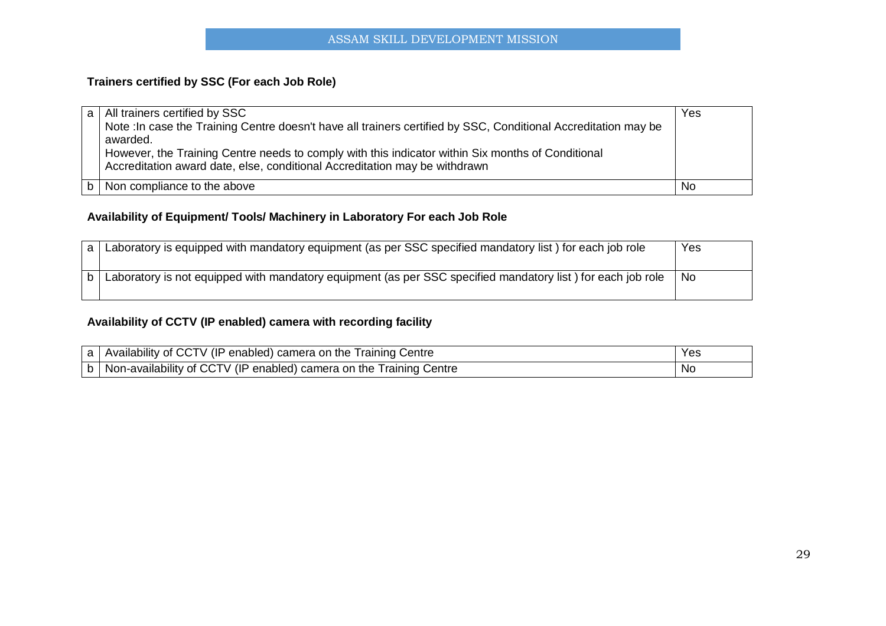**Trainers certified by SSC (For each Job Role)**

| | | |
|---|---|---|
| a | All trainers certified by SSC<br>Note :In case the Training Centre doesn't have all trainers certified by SSC, Conditional Accreditation may be awarded.<br>However, the Training Centre needs to comply with this indicator within Six months of Conditional Accreditation award date, else, conditional Accreditation may be withdrawn | Yes |
| b | Non compliance to the above | No |

**Availability of Equipment/ Tools/ Machinery in Laboratory For each Job Role**

| | | |
|---|---|---|
| a | Laboratory is equipped with mandatory equipment (as per SSC specified mandatory list ) for each job role | Yes |
| b | Laboratory is not equipped with mandatory equipment (as per SSC specified mandatory list ) for each job role | No |

**Availability of CCTV (IP enabled) camera with recording facility**

| | | |
|---|---|---|
| a | Availability of CCTV (IP enabled) camera on the Training Centre | Yes |
| b | Non-availability of CCTV (IP enabled) camera on the Training Centre | No |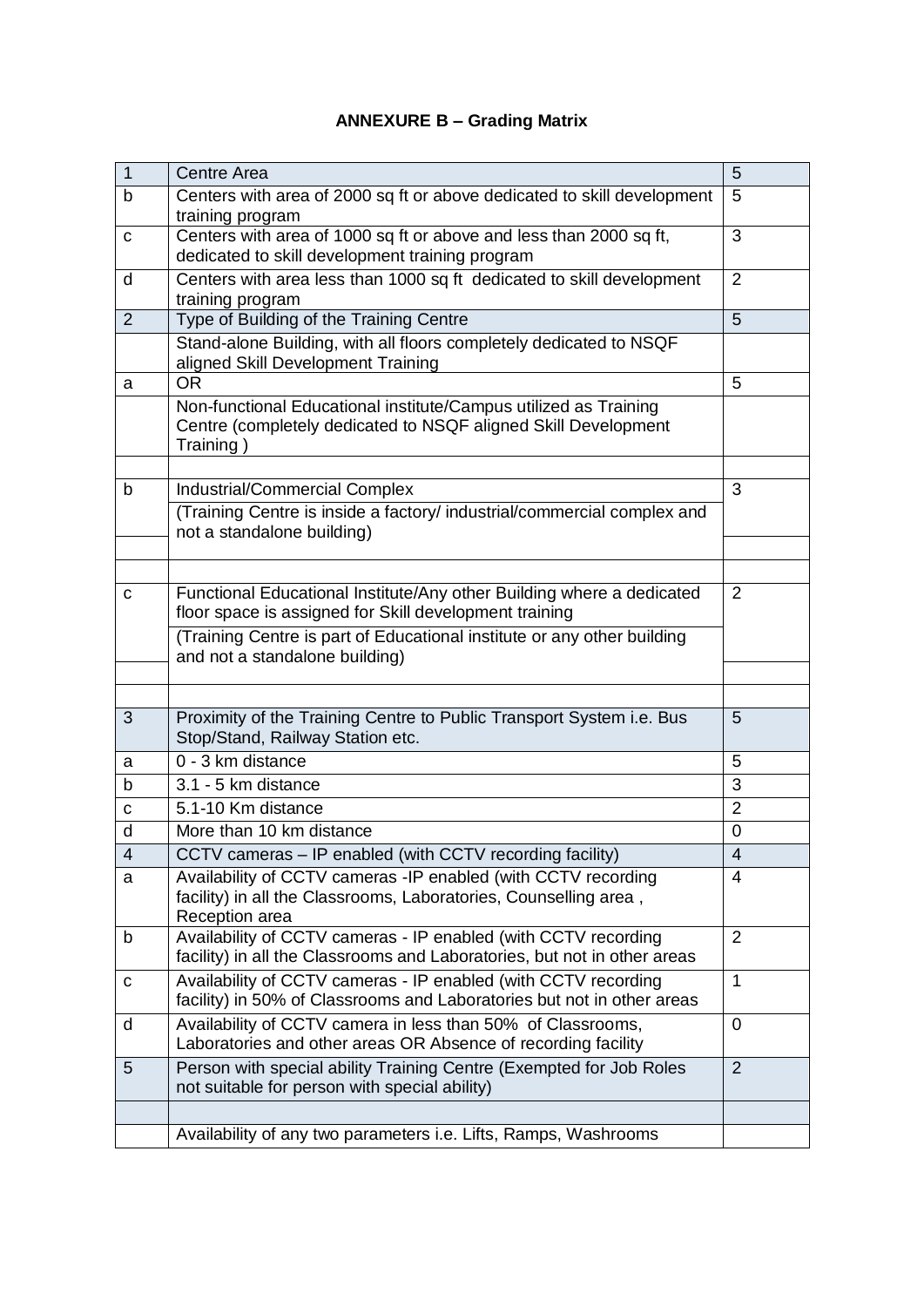# ANNEXURE B – Grading Matrix

| 1 | Centre Area | 5 |
|---|---|---|
| b | Centers with area of 2000 sq ft or above dedicated to skill development training program | 5 |
| c | Centers with area of 1000 sq ft or above and less than 2000 sq ft, dedicated to skill development training program | 3 |
| d | Centers with area less than 1000 sq ft dedicated to skill development training program | 2 |
| 2 | Type of Building of the Training Centre | 5 |
| | Stand-alone Building, with all floors completely dedicated to NSQF aligned Skill Development Training | |
| a | OR | 5 |
| | Non-functional Educational institute/Campus utilized as Training Centre (completely dedicated to NSQF aligned Skill Development Training ) | |
| | | |
| b | Industrial/Commercial Complex | 3 |
| | (Training Centre is inside a factory/ industrial/commercial complex and not a standalone building) | |
| | | |
| | | |
| c | Functional Educational Institute/Any other Building where a dedicated floor space is assigned for Skill development training | 2 |
| | (Training Centre is part of Educational institute or any other building and not a standalone building) | |
| | | |
| | | |
| 3 | Proximity of the Training Centre to Public Transport System i.e. Bus Stop/Stand, Railway Station etc. | 5 |
| a | 0 - 3 km distance | 5 |
| b | 3.1 - 5 km distance | 3 |
| c | 5.1-10 Km distance | 2 |
| d | More than 10 km distance | 0 |
| 4 | CCTV cameras – IP enabled (with CCTV recording facility) | 4 |
| a | Availability of CCTV cameras -IP enabled (with CCTV recording facility) in all the Classrooms, Laboratories, Counselling area , Reception area | 4 |
| b | Availability of CCTV cameras - IP enabled (with CCTV recording facility) in all the Classrooms and Laboratories, but not in other areas | 2 |
| c | Availability of CCTV cameras - IP enabled (with CCTV recording facility) in 50% of Classrooms and Laboratories but not in other areas | 1 |
| d | Availability of CCTV camera in less than 50% of Classrooms, Laboratories and other areas OR Absence of recording facility | 0 |
| 5 | Person with special ability Training Centre (Exempted for Job Roles not suitable for person with special ability) | 2 |
| | | |
| | Availability of any two parameters i.e. Lifts, Ramps, Washrooms | |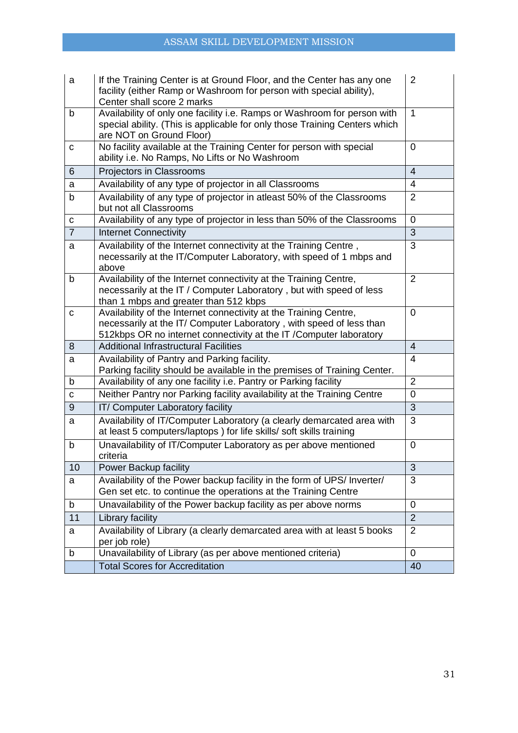| | | |
|---|---|---|
| a | If the Training Center is at Ground Floor, and the Center has any one facility (either Ramp or Washroom for person with special ability), Center shall score 2 marks | 2 |
| b | Availability of only one facility i.e. Ramps or Washroom for person with special ability. (This is applicable for only those Training Centers which are NOT on Ground Floor) | 1 |
| c | No facility available at the Training Center for person with special ability i.e. No Ramps, No Lifts or No Washroom | 0 |
| 6 | Projectors in Classrooms | 4 |
| a | Availability of any type of projector in all Classrooms | 4 |
| b | Availability of any type of projector in atleast 50% of the Classrooms but not all Classrooms | 2 |
| c | Availability of any type of projector in less than 50% of the Classrooms | 0 |
| 7 | Internet Connectivity | 3 |
| a | Availability of the Internet connectivity at the Training Centre , necessarily at the IT/Computer Laboratory, with speed of 1 mbps and above | 3 |
| b | Availability of the Internet connectivity at the Training Centre, necessarily at the IT / Computer Laboratory , but with speed of less than 1 mbps and greater than 512 kbps | 2 |
| c | Availability of the Internet connectivity at the Training Centre, necessarily at the IT/ Computer Laboratory , with speed of less than 512kbps OR no internet connectivity at the IT /Computer laboratory | 0 |
| 8 | Additional Infrastructural Facilities | 4 |
| a | Availability of Pantry and Parking facility.<br>Parking facility should be available in the premises of Training Center. | 4 |
| b | Availability of any one facility i.e. Pantry or Parking facility | 2 |
| c | Neither Pantry nor Parking facility availability at the Training Centre | 0 |
| 9 | IT/ Computer Laboratory facility | 3 |
| a | Availability of IT/Computer Laboratory (a clearly demarcated area with at least 5 computers/laptops ) for life skills/ soft skills training | 3 |
| b | Unavailability of IT/Computer Laboratory as per above mentioned criteria | 0 |
| 10 | Power Backup facility | 3 |
| a | Availability of the Power backup facility in the form of UPS/ Inverter/ Gen set etc. to continue the operations at the Training Centre | 3 |
| b | Unavailability of the Power backup facility as per above norms | 0 |
| 11 | Library facility | 2 |
| a | Availability of Library (a clearly demarcated area with at least 5 books per job role) | 2 |
| b | Unavailability of Library (as per above mentioned criteria) | 0 |
| | Total Scores for Accreditation | 40 |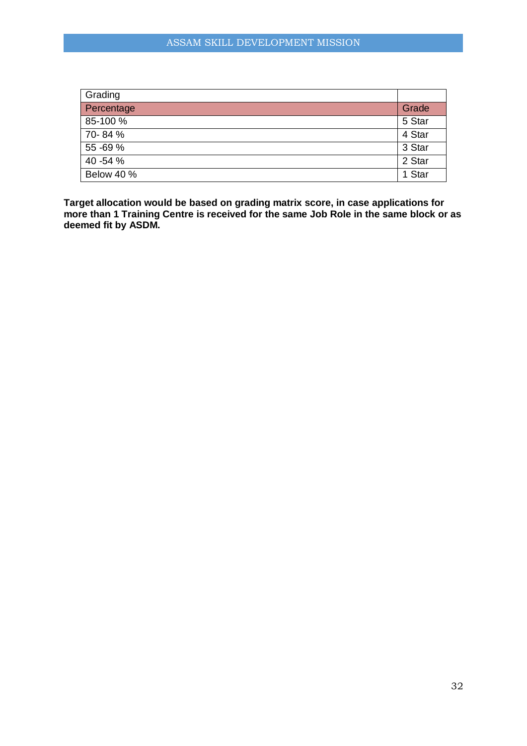| Grading | |
|---|---|
| Percentage | Grade |
| 85-100 % | 5 Star |
| 70- 84 % | 4 Star |
| 55 -69 % | 3 Star |
| 40 -54 % | 2 Star |
| Below 40 % | 1 Star |

**Target allocation would be based on grading matrix score, in case applications for more than 1 Training Centre is received for the same Job Role in the same block or as deemed fit by ASDM.**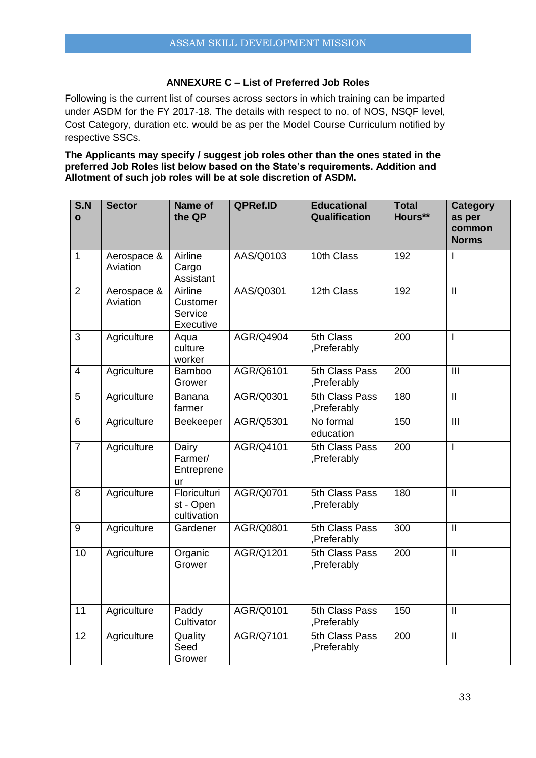### ANNEXURE C – List of Preferred Job Roles

Following is the current list of courses across sectors in which training can be imparted under ASDM for the FY 2017-18. The details with respect to no. of NOS, NSQF level, Cost Category, duration etc. would be as per the Model Course Curriculum notified by respective SSCs.

**The Applicants may specify / suggest job roles other than the ones stated in the preferred Job Roles list below based on the State's requirements. Addition and Allotment of such job roles will be at sole discretion of ASDM.**

| S.No | Sector | Name of the QP | QPRef.ID | Educational Qualification | Total Hours** | Category as per common Norms |
|---|---|---|---|---|---|---|
| 1 | Aerospace & Aviation | Airline Cargo Assistant | AAS/Q0103 | 10th Class | 192 | I |
| 2 | Aerospace & Aviation | Airline Customer Service Executive | AAS/Q0301 | 12th Class | 192 | II |
| 3 | Agriculture | Aqua culture worker | AGR/Q4904 | 5th Class ,Preferably | 200 | I |
| 4 | Agriculture | Bamboo Grower | AGR/Q6101 | 5th Class Pass ,Preferably | 200 | III |
| 5 | Agriculture | Banana farmer | AGR/Q0301 | 5th Class Pass ,Preferably | 180 | II |
| 6 | Agriculture | Beekeeper | AGR/Q5301 | No formal education | 150 | III |
| 7 | Agriculture | Dairy Farmer/ Entrepreneur | AGR/Q4101 | 5th Class Pass ,Preferably | 200 | I |
| 8 | Agriculture | Floriculturist - Open cultivation | AGR/Q0701 | 5th Class Pass ,Preferably | 180 | II |
| 9 | Agriculture | Gardener | AGR/Q0801 | 5th Class Pass ,Preferably | 300 | II |
| 10 | Agriculture | Organic Grower | AGR/Q1201 | 5th Class Pass ,Preferably | 200 | II |
| 11 | Agriculture | Paddy Cultivator | AGR/Q0101 | 5th Class Pass ,Preferably | 150 | II |
| 12 | Agriculture | Quality Seed Grower | AGR/Q7101 | 5th Class Pass ,Preferably | 200 | II |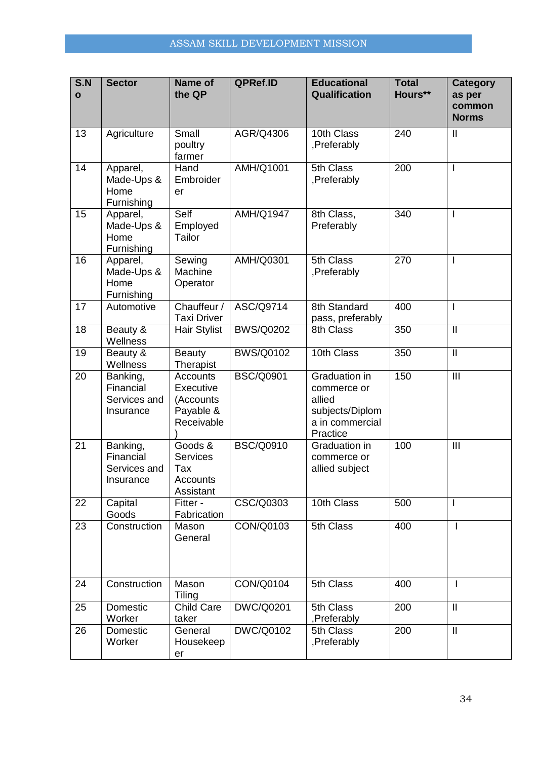| S.No | Sector | Name of the QP | QPRef.ID | Educational Qualification | Total Hours** | Category as per common Norms |
|---|---|---|---|---|---|---|
| 13 | Agriculture | Small poultry farmer | AGR/Q4306 | 10th Class ,Preferably | 240 | II |
| 14 | Apparel, Made-Ups & Home Furnishing | Hand Embroider er | AMH/Q1001 | 5th Class ,Preferably | 200 | I |
| 15 | Apparel, Made-Ups & Home Furnishing | Self Employed Tailor | AMH/Q1947 | 8th Class, Preferably | 340 | I |
| 16 | Apparel, Made-Ups & Home Furnishing | Sewing Machine Operator | AMH/Q0301 | 5th Class ,Preferably | 270 | I |
| 17 | Automotive | Chauffeur / Taxi Driver | ASC/Q9714 | 8th Standard pass, preferably | 400 | I |
| 18 | Beauty & Wellness | Hair Stylist | BWS/Q0202 | 8th Class | 350 | II |
| 19 | Beauty & Wellness | Beauty Therapist | BWS/Q0102 | 10th Class | 350 | II |
| 20 | Banking, Financial Services and Insurance | Accounts Executive (Accounts Payable & Receivable) | BSC/Q0901 | Graduation in commerce or allied subjects/Diploma in commercial Practice | 150 | III |
| 21 | Banking, Financial Services and Insurance | Goods & Services Tax Accounts Assistant | BSC/Q0910 | Graduation in commerce or allied subject | 100 | III |
| 22 | Capital Goods | Fitter - Fabrication | CSC/Q0303 | 10th Class | 500 | I |
| 23 | Construction | Mason General | CON/Q0103 | 5th Class | 400 | I |
| 24 | Construction | Mason Tiling | CON/Q0104 | 5th Class | 400 | I |
| 25 | Domestic Worker | Child Care taker | DWC/Q0201 | 5th Class ,Preferably | 200 | II |
| 26 | Domestic Worker | General Housekeep er | DWC/Q0102 | 5th Class ,Preferably | 200 | II |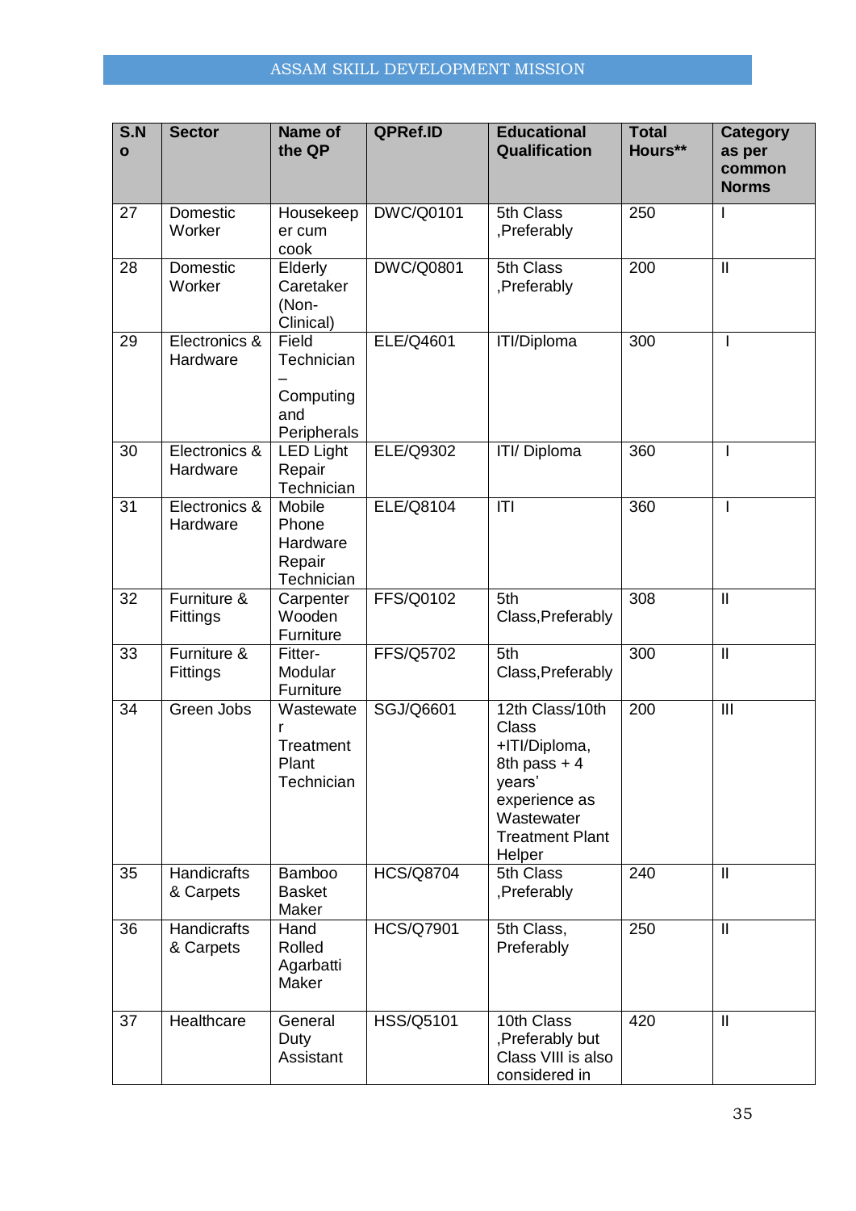| S.No | Sector | Name of the QP | QPRef.ID | Educational Qualification | Total Hours** | Category as per common Norms |
|---|---|---|---|---|---|---|
| 27 | Domestic Worker | Housekeeper cum cook | DWC/Q0101 | 5th Class ,Preferably | 250 | I |
| 28 | Domestic Worker | Elderly Caretaker (Non-Clinical) | DWC/Q0801 | 5th Class ,Preferably | 200 | II |
| 29 | Electronics & Hardware | Field Technician – Computing and Peripherals | ELE/Q4601 | ITI/Diploma | 300 | I |
| 30 | Electronics & Hardware | LED Light Repair Technician | ELE/Q9302 | ITI/ Diploma | 360 | I |
| 31 | Electronics & Hardware | Mobile Phone Hardware Repair Technician | ELE/Q8104 | ITI | 360 | I |
| 32 | Furniture & Fittings | Carpenter Wooden Furniture | FFS/Q0102 | 5th Class,Preferably | 308 | II |
| 33 | Furniture & Fittings | Fitter-Modular Furniture | FFS/Q5702 | 5th Class,Preferably | 300 | II |
| 34 | Green Jobs | Wastewater Treatment Plant Technician | SGJ/Q6601 | 12th Class/10th Class +ITI/Diploma, 8th pass + 4 years' experience as Wastewater Treatment Plant Helper | 200 | III |
| 35 | Handicrafts & Carpets | Bamboo Basket Maker | HCS/Q8704 | 5th Class ,Preferably | 240 | II |
| 36 | Handicrafts & Carpets | Hand Rolled Agarbatti Maker | HCS/Q7901 | 5th Class, Preferably | 250 | II |
| 37 | Healthcare | General Duty Assistant | HSS/Q5101 | 10th Class ,Preferably but Class VIII is also considered in | 420 | II |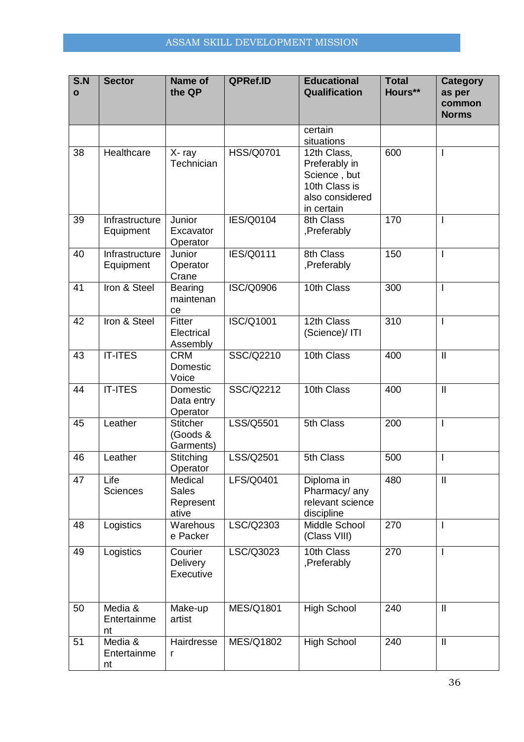| S.No | Sector | Name of the QP | QPRef.ID | Educational Qualification | Total Hours** | Category as per common Norms |
|---|---|---|---|---|---|---|
| | | | | certain situations | | |
| 38 | Healthcare | X- ray Technician | HSS/Q0701 | 12th Class, Preferably in Science , but 10th Class is also considered in certain | 600 | I |
| 39 | Infrastructure Equipment | Junior Excavator Operator | IES/Q0104 | 8th Class ,Preferably | 170 | I |
| 40 | Infrastructure Equipment | Junior Operator Crane | IES/Q0111 | 8th Class ,Preferably | 150 | I |
| 41 | Iron & Steel | Bearing maintenance | ISC/Q0906 | 10th Class | 300 | I |
| 42 | Iron & Steel | Fitter Electrical Assembly | ISC/Q1001 | 12th Class (Science)/ ITI | 310 | I |
| 43 | IT-ITES | CRM Domestic Voice | SSC/Q2210 | 10th Class | 400 | II |
| 44 | IT-ITES | Domestic Data entry Operator | SSC/Q2212 | 10th Class | 400 | II |
| 45 | Leather | Stitcher (Goods & Garments) | LSS/Q5501 | 5th Class | 200 | I |
| 46 | Leather | Stitching Operator | LSS/Q2501 | 5th Class | 500 | I |
| 47 | Life Sciences | Medical Sales Representative | LFS/Q0401 | Diploma in Pharmacy/ any relevant science discipline | 480 | II |
| 48 | Logistics | Warehouse Packer | LSC/Q2303 | Middle School (Class VIII) | 270 | I |
| 49 | Logistics | Courier Delivery Executive | LSC/Q3023 | 10th Class ,Preferably | 270 | I |
| 50 | Media & Entertainment | Make-up artist | MES/Q1801 | High School | 240 | II |
| 51 | Media & Entertainment | Hairdresser | MES/Q1802 | High School | 240 | II |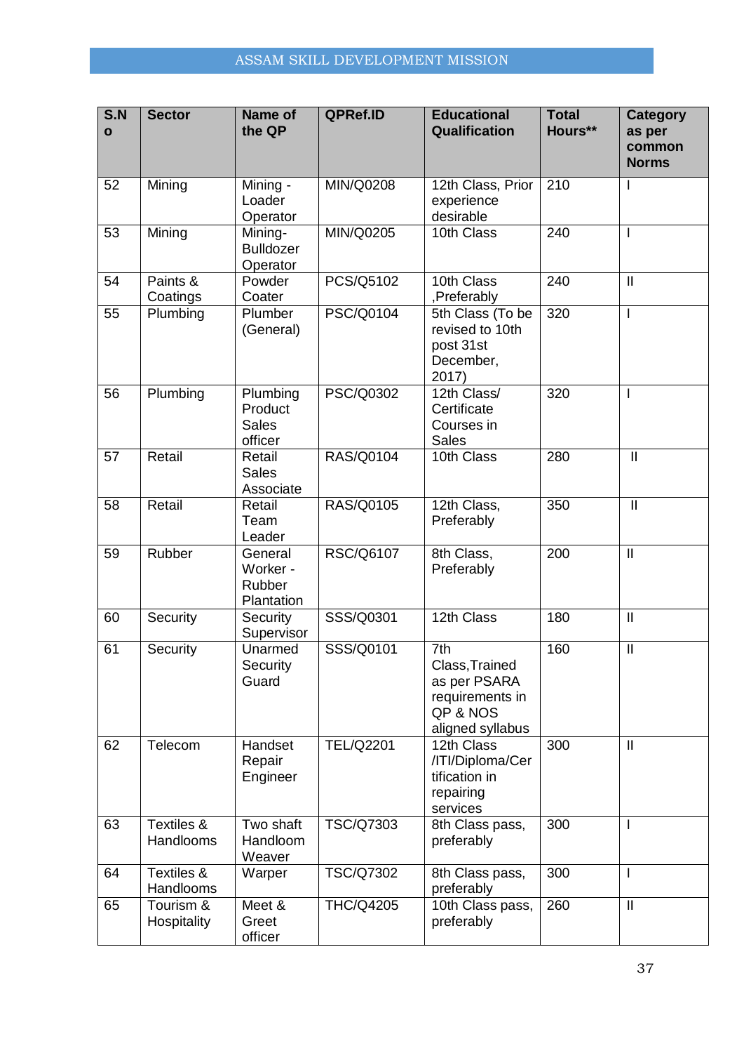| S.No | Sector | Name of the QP | QPRef.ID | Educational Qualification | Total Hours** | Category as per common Norms |
|---|---|---|---|---|---|---|
| 52 | Mining | Mining - Loader Operator | MIN/Q0208 | 12th Class, Prior experience desirable | 210 | I |
| 53 | Mining | Mining- Bulldozer Operator | MIN/Q0205 | 10th Class | 240 | I |
| 54 | Paints & Coatings | Powder Coater | PCS/Q5102 | 10th Class ,Preferably | 240 | II |
| 55 | Plumbing | Plumber (General) | PSC/Q0104 | 5th Class (To be revised to 10th post 31st December, 2017) | 320 | I |
| 56 | Plumbing | Plumbing Product Sales officer | PSC/Q0302 | 12th Class/ Certificate Courses in Sales | 320 | I |
| 57 | Retail | Retail Sales Associate | RAS/Q0104 | 10th Class | 280 | II |
| 58 | Retail | Retail Team Leader | RAS/Q0105 | 12th Class, Preferably | 350 | II |
| 59 | Rubber | General Worker - Rubber Plantation | RSC/Q6107 | 8th Class, Preferably | 200 | II |
| 60 | Security | Security Supervisor | SSS/Q0301 | 12th Class | 180 | II |
| 61 | Security | Unarmed Security Guard | SSS/Q0101 | 7th Class,Trained as per PSARA requirements in QP & NOS aligned syllabus | 160 | II |
| 62 | Telecom | Handset Repair Engineer | TEL/Q2201 | 12th Class /ITI/Diploma/Certification in repairing services | 300 | II |
| 63 | Textiles & Handlooms | Two shaft Handloom Weaver | TSC/Q7303 | 8th Class pass, preferably | 300 | I |
| 64 | Textiles & Handlooms | Warper | TSC/Q7302 | 8th Class pass, preferably | 300 | I |
| 65 | Tourism & Hospitality | Meet & Greet officer | THC/Q4205 | 10th Class pass, preferably | 260 | II |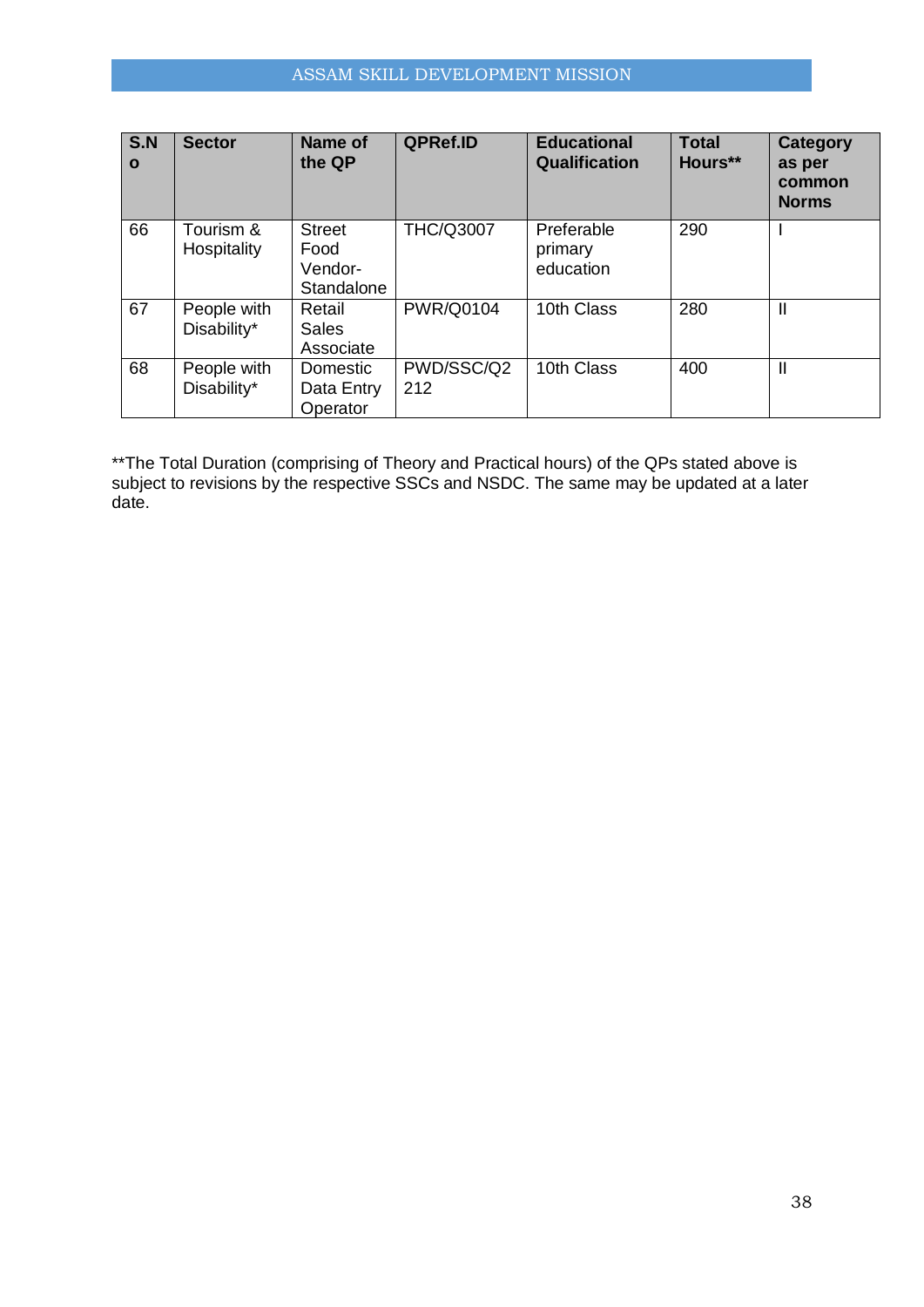| S.No | Sector | Name of the QP | QPRef.ID | Educational Qualification | Total Hours** | Category as per common Norms |
|---|---|---|---|---|---|---|
| 66 | Tourism & Hospitality | Street Food Vendor-Standalone | THC/Q3007 | Preferable primary education | 290 | I |
| 67 | People with Disability* | Retail Sales Associate | PWR/Q0104 | 10th Class | 280 | II |
| 68 | People with Disability* | Domestic Data Entry Operator | PWD/SSC/Q2212 | 10th Class | 400 | II |

**The Total Duration (comprising of Theory and Practical hours) of the QPs stated above is subject to revisions by the respective SSCs and NSDC. The same may be updated at a later date.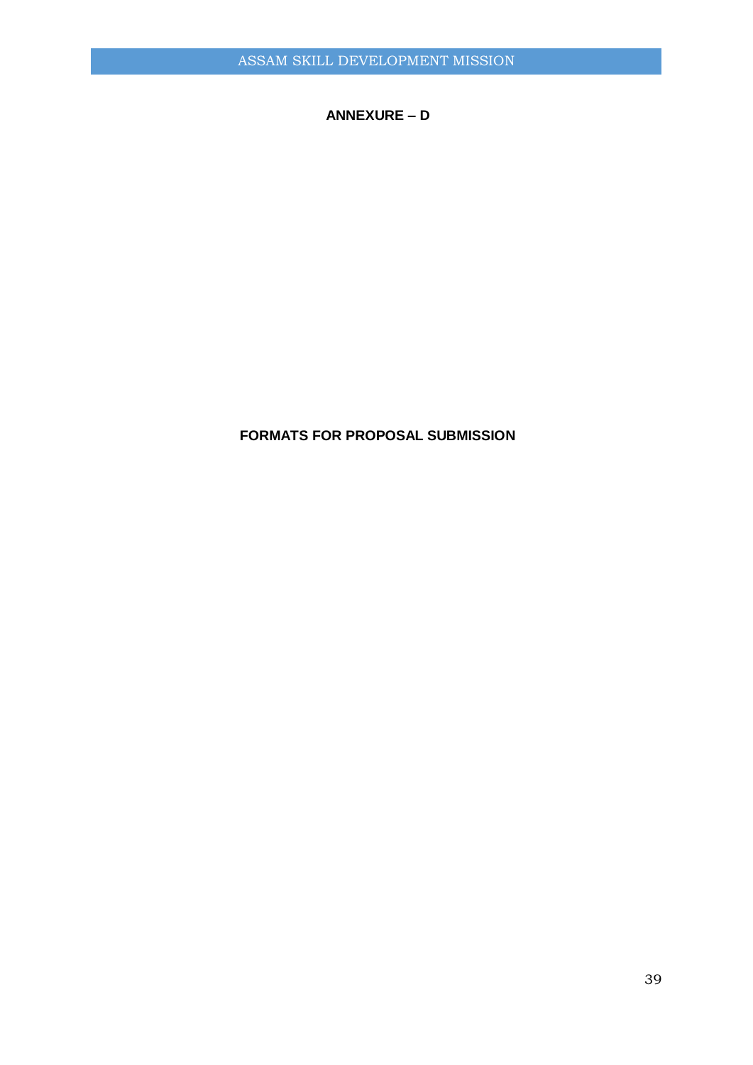**ANNEXURE – D**

**FORMATS FOR PROPOSAL SUBMISSION**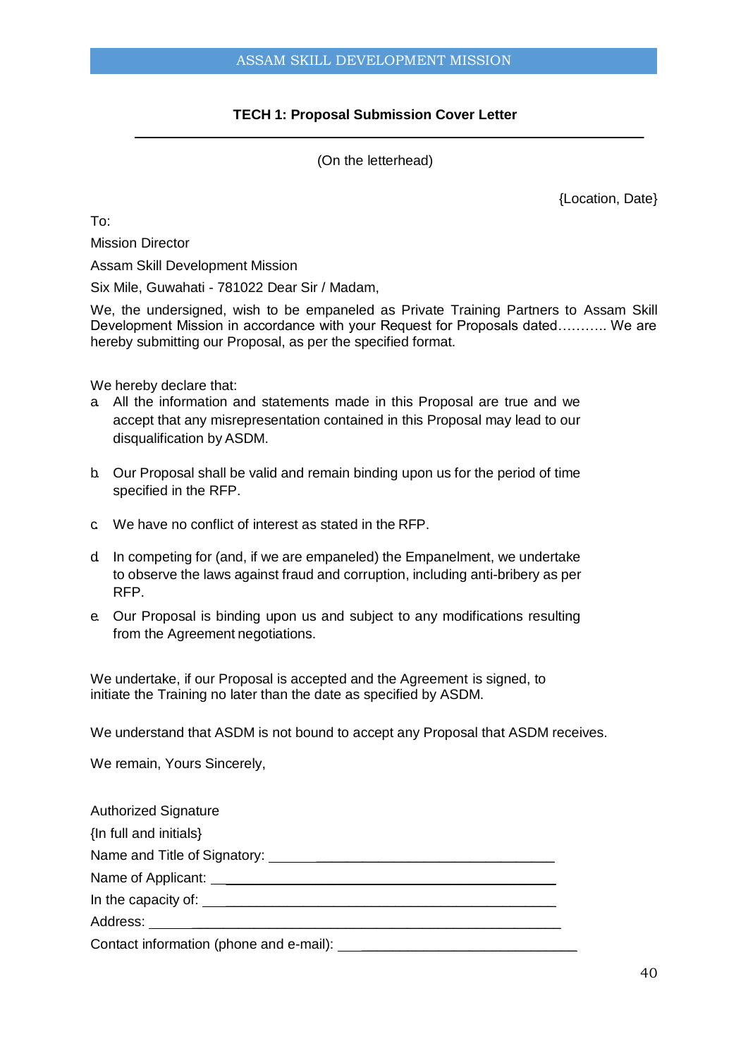### TECH 1: Proposal Submission Cover Letter

(On the letterhead)

{Location, Date}

To:

Mission Director

Assam Skill Development Mission

Six Mile, Guwahati - 781022 Dear Sir / Madam,

We, the undersigned, wish to be empaneled as Private Training Partners to Assam Skill Development Mission in accordance with your Request for Proposals dated……….. We are hereby submitting our Proposal, as per the specified format.

We hereby declare that:

a. All the information and statements made in this Proposal are true and we accept that any misrepresentation contained in this Proposal may lead to our disqualification by ASDM.

b. Our Proposal shall be valid and remain binding upon us for the period of time specified in the RFP.

c. We have no conflict of interest as stated in the RFP.

d. In competing for (and, if we are empaneled) the Empanelment, we undertake to observe the laws against fraud and corruption, including anti-bribery as per RFP.

e. Our Proposal is binding upon us and subject to any modifications resulting from the Agreement negotiations.

We undertake, if our Proposal is accepted and the Agreement is signed, to initiate the Training no later than the date as specified by ASDM.

We understand that ASDM is not bound to accept any Proposal that ASDM receives.

We remain, Yours Sincerely,

Authorized Signature

{In full and initials}

Name and Title of Signatory: ______________________________

Name of Applicant: ______________________________

In the capacity of: ______________________________

Address: ______________________________

Contact information (phone and e-mail): ______________________________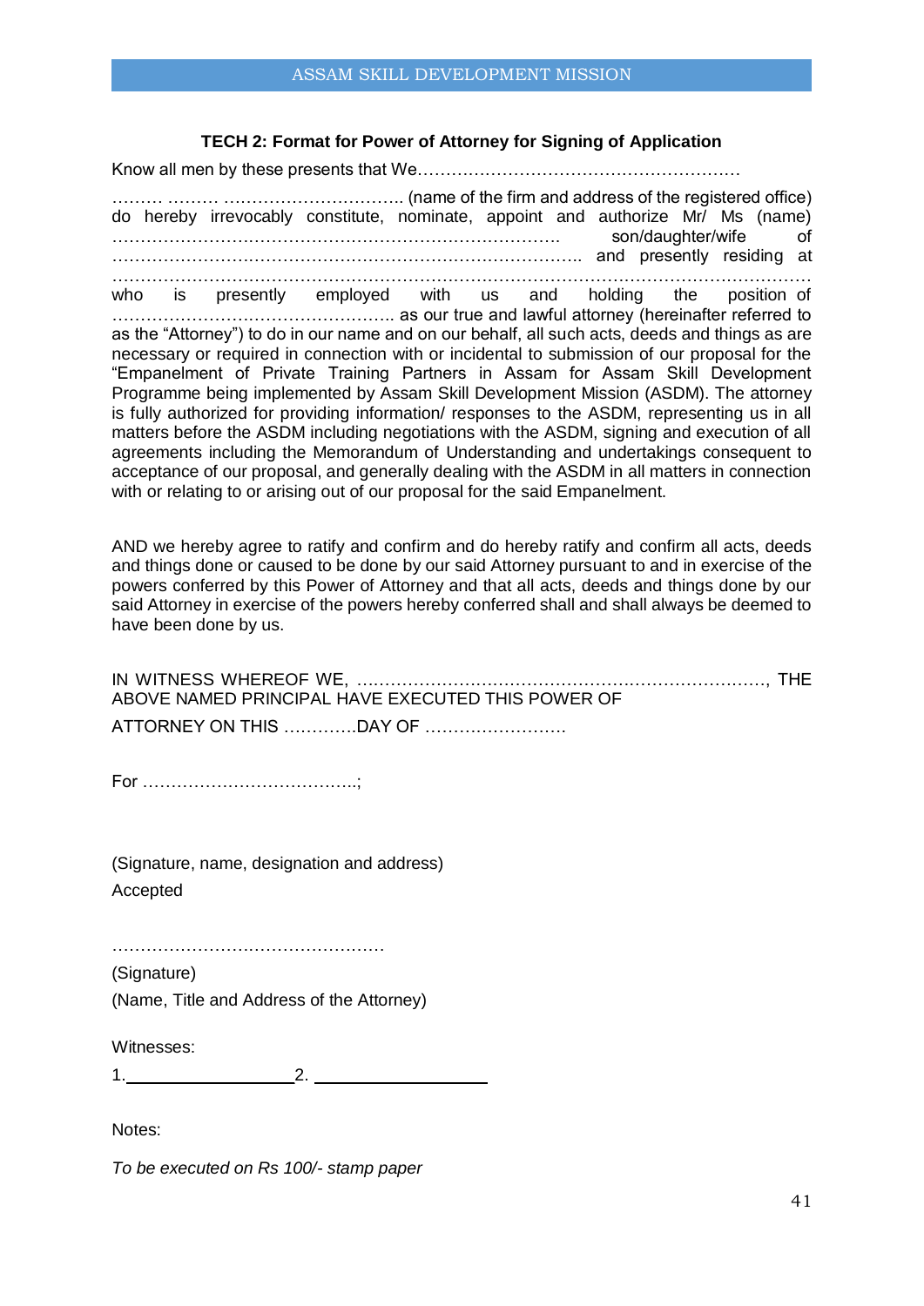### TECH 2: Format for Power of Attorney for Signing of Application

Know all men by these presents that We…………………………………………………

……… ……… ………………………….. (name of the firm and address of the registered office) do hereby irrevocably constitute, nominate, appoint and authorize Mr/ Ms (name) ……………………………………………………………………. son/daughter/wife of …………………………………………………………………….. and presently residing at ………………………………………………………………………………………………………… who is presently employed with us and holding the position of ………………………………………….. as our true and lawful attorney (hereinafter referred to as the "Attorney") to do in our name and on our behalf, all such acts, deeds and things as are necessary or required in connection with or incidental to submission of our proposal for the "Empanelment of Private Training Partners in Assam for Assam Skill Development Programme being implemented by Assam Skill Development Mission (ASDM). The attorney is fully authorized for providing information/ responses to the ASDM, representing us in all matters before the ASDM including negotiations with the ASDM, signing and execution of all agreements including the Memorandum of Understanding and undertakings consequent to acceptance of our proposal, and generally dealing with the ASDM in all matters in connection with or relating to or arising out of our proposal for the said Empanelment.

AND we hereby agree to ratify and confirm and do hereby ratify and confirm all acts, deeds and things done or caused to be done by our said Attorney pursuant to and in exercise of the powers conferred by this Power of Attorney and that all acts, deeds and things done by our said Attorney in exercise of the powers hereby conferred shall and shall always be deemed to have been done by us.

IN WITNESS WHEREOF WE, ……………………………………………………………, THE ABOVE NAMED PRINCIPAL HAVE EXECUTED THIS POWER OF

ATTORNEY ON THIS ………….DAY OF …………………….

For ………………………………..;

(Signature, name, designation and address)

Accepted

…………………………………………

(Signature)

(Name, Title and Address of the Attorney)

Witnesses:

1.____________________ 2. ____________________

Notes:

*To be executed on Rs 100/- stamp paper*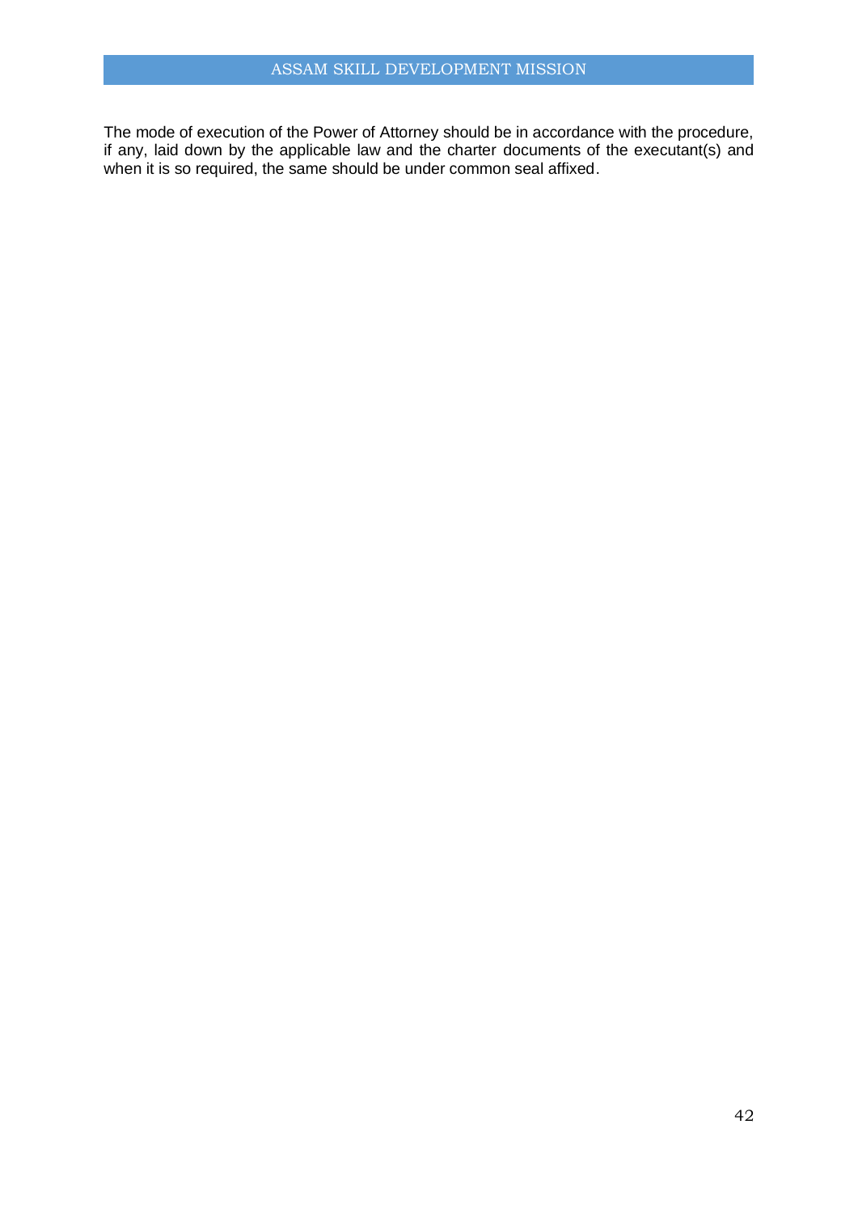The mode of execution of the Power of Attorney should be in accordance with the procedure, if any, laid down by the applicable law and the charter documents of the executant(s) and when it is so required, the same should be under common seal affixed.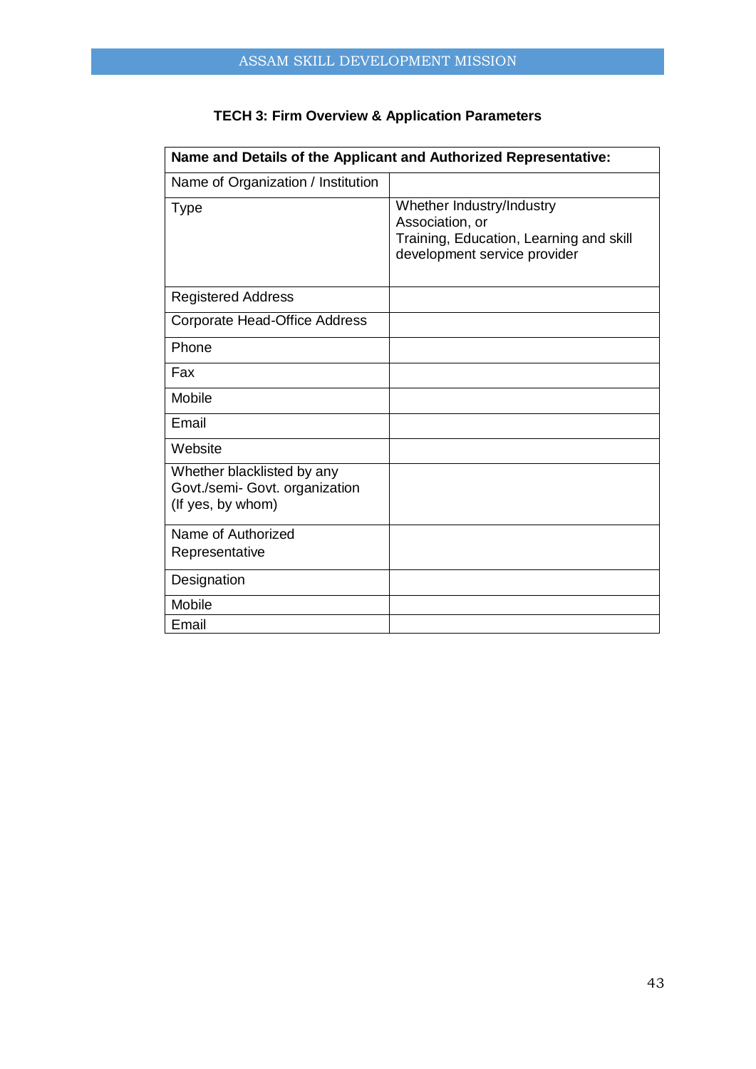## TECH 3: Firm Overview & Application Parameters

| **Name and Details of the Applicant and Authorized Representative:** | |
|---|---|
| Name of Organization / Institution | |
| Type | Whether Industry/Industry Association, or Training, Education, Learning and skill development service provider |
| Registered Address | |
| Corporate Head-Office Address | |
| Phone | |
| Fax | |
| Mobile | |
| Email | |
| Website | |
| Whether blacklisted by any Govt./semi- Govt. organization (If yes, by whom) | |
| Name of Authorized Representative | |
| Designation | |
| Mobile | |
| Email | |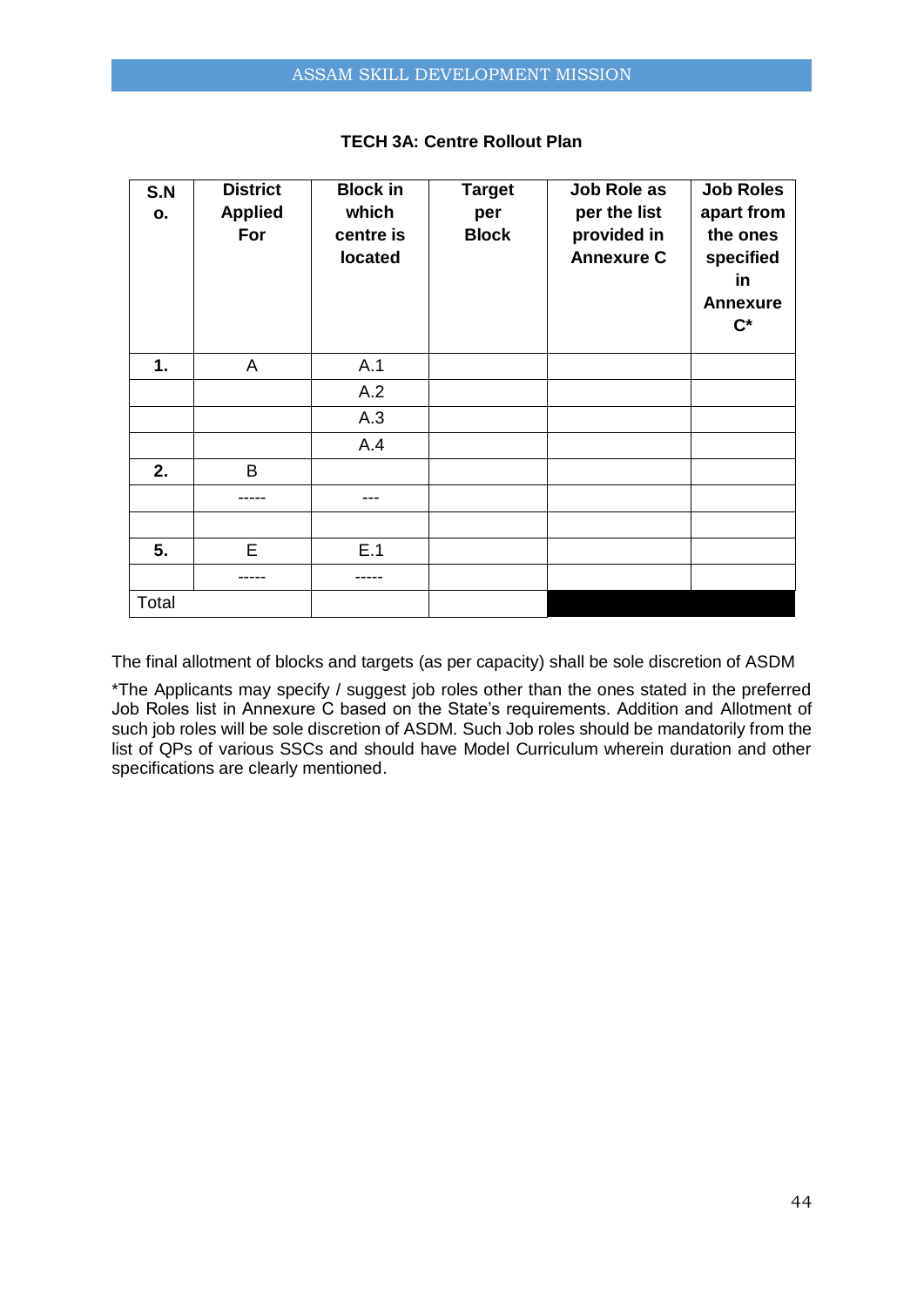### TECH 3A: Centre Rollout Plan

| S.No. | District Applied For | Block in which centre is located | Target per Block | Job Role as per the list provided in Annexure C | Job Roles apart from the ones specified in Annexure C* |
|---|---|---|---|---|---|
| **1.** | A | A.1 | | | |
| | | A.2 | | | |
| | | A.3 | | | |
| | | A.4 | | | |
| **2.** | B | | | | |
| | ----- | --- | | | |
| | | | | | |
| **5.** | E | E.1 | | | |
| | ----- | ----- | | | |
| Total | | | | | |

The final allotment of blocks and targets (as per capacity) shall be sole discretion of ASDM

*The Applicants may specify / suggest job roles other than the ones stated in the preferred Job Roles list in Annexure C based on the State's requirements. Addition and Allotment of such job roles will be sole discretion of ASDM. Such Job roles should be mandatorily from the list of QPs of various SSCs and should have Model Curriculum wherein duration and other specifications are clearly mentioned.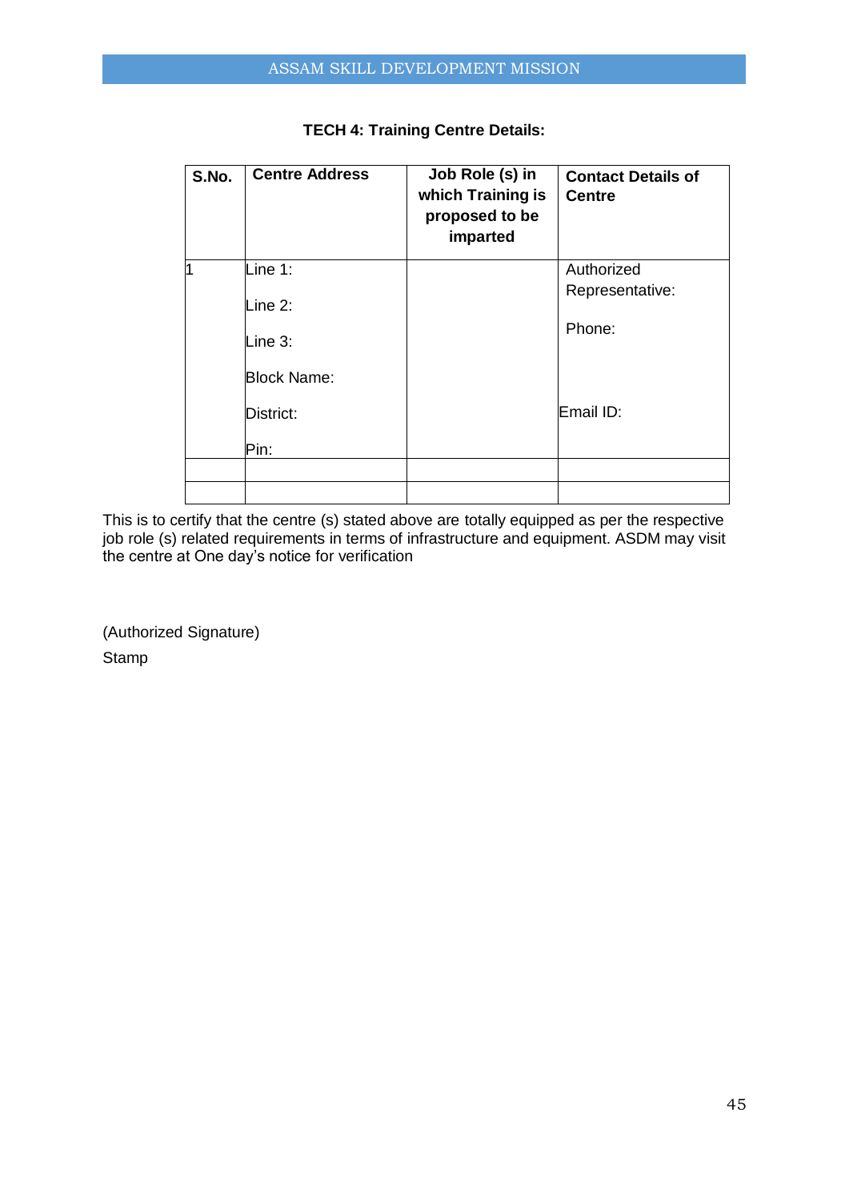### TECH 4: Training Centre Details:

| S.No. | Centre Address | Job Role (s) in which Training is proposed to be imparted | Contact Details of Centre |
|---|---|---|---|
| 1 | Line 1:<br><br>Line 2:<br><br>Line 3:<br><br>Block Name:<br><br>District:<br><br>Pin: | | Authorized Representative:<br><br>Phone:<br><br>Email ID: |
| | | | |
| | | | |

This is to certify that the centre (s) stated above are totally equipped as per the respective job role (s) related requirements in terms of infrastructure and equipment. ASDM may visit the centre at One day's notice for verification

(Authorized Signature)

Stamp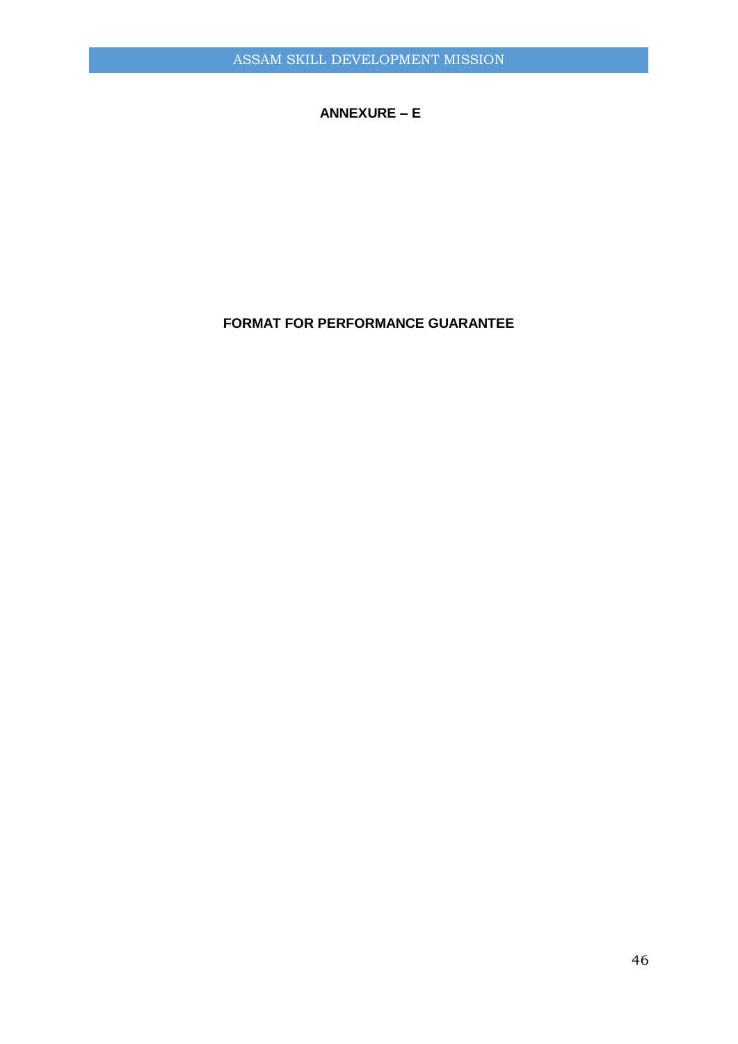## ANNEXURE – E

## FORMAT FOR PERFORMANCE GUARANTEE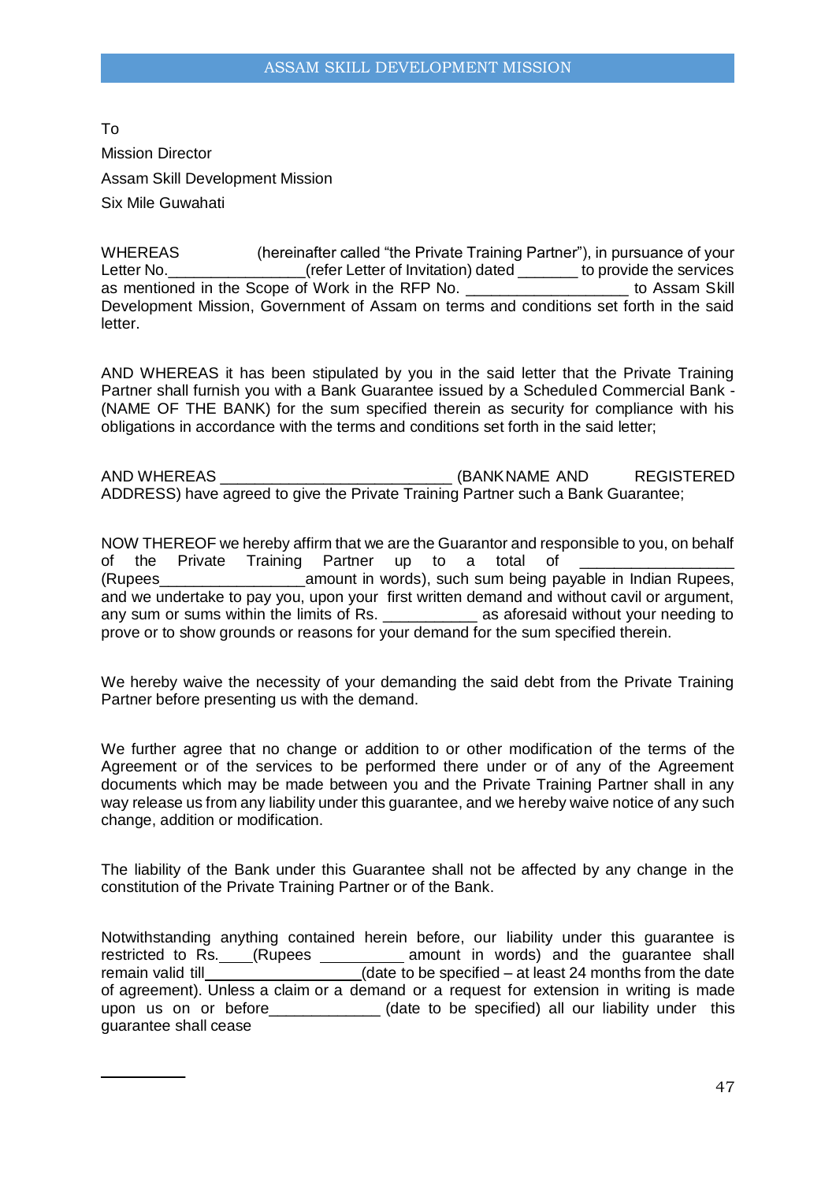To

Mission Director

Assam Skill Development Mission

Six Mile Guwahati

WHEREAS (hereinafter called "the Private Training Partner"), in pursuance of your Letter No.________________(refer Letter of Invitation) dated _______ to provide the services as mentioned in the Scope of Work in the RFP No. ___________________ to Assam Skill Development Mission, Government of Assam on terms and conditions set forth in the said letter.

AND WHEREAS it has been stipulated by you in the said letter that the Private Training Partner shall furnish you with a Bank Guarantee issued by a Scheduled Commercial Bank - (NAME OF THE BANK) for the sum specified therein as security for compliance with his obligations in accordance with the terms and conditions set forth in the said letter;

AND WHEREAS __________________________ (BANK NAME AND REGISTERED ADDRESS) have agreed to give the Private Training Partner such a Bank Guarantee;

NOW THEREOF we hereby affirm that we are the Guarantor and responsible to you, on behalf of the Private Training Partner up to a total of _________________ (Rupees_________________amount in words), such sum being payable in Indian Rupees, and we undertake to pay you, upon your first written demand and without cavil or argument, any sum or sums within the limits of Rs. ___________ as aforesaid without your needing to prove or to show grounds or reasons for your demand for the sum specified therein.

We hereby waive the necessity of your demanding the said debt from the Private Training Partner before presenting us with the demand.

We further agree that no change or addition to or other modification of the terms of the Agreement or of the services to be performed there under or of any of the Agreement documents which may be made between you and the Private Training Partner shall in any way release us from any liability under this guarantee, and we hereby waive notice of any such change, addition or modification.

The liability of the Bank under this Guarantee shall not be affected by any change in the constitution of the Private Training Partner or of the Bank.

Notwithstanding anything contained herein before, our liability under this guarantee is restricted to Rs.____(Rupees __________ amount in words) and the guarantee shall remain valid till____________________(date to be specified – at least 24 months from the date of agreement). Unless a claim or a demand or a request for extension in writing is made upon us on or before_____________ (date to be specified) all our liability under this guarantee shall cease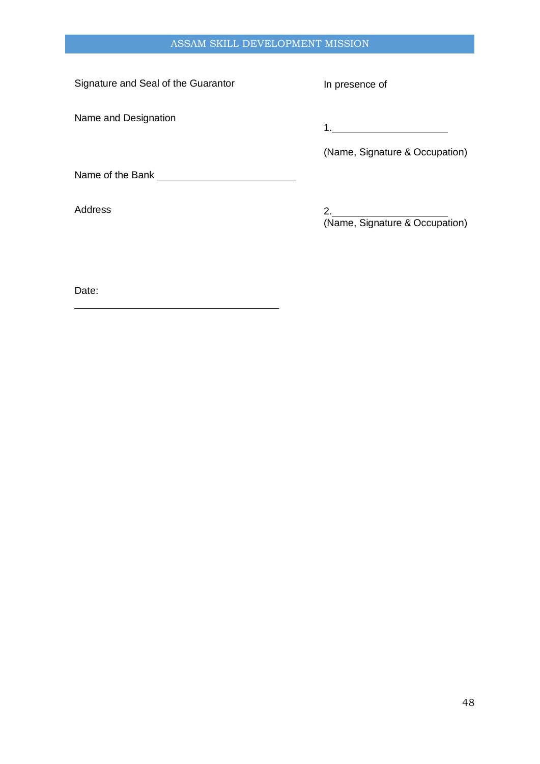Signature and Seal of the Guarantor

Name and Designation

Name of the Bank ______________________

Address

Date:

______________________

In presence of

1.______________________

(Name, Signature & Occupation)

2.______________________

(Name, Signature & Occupation)